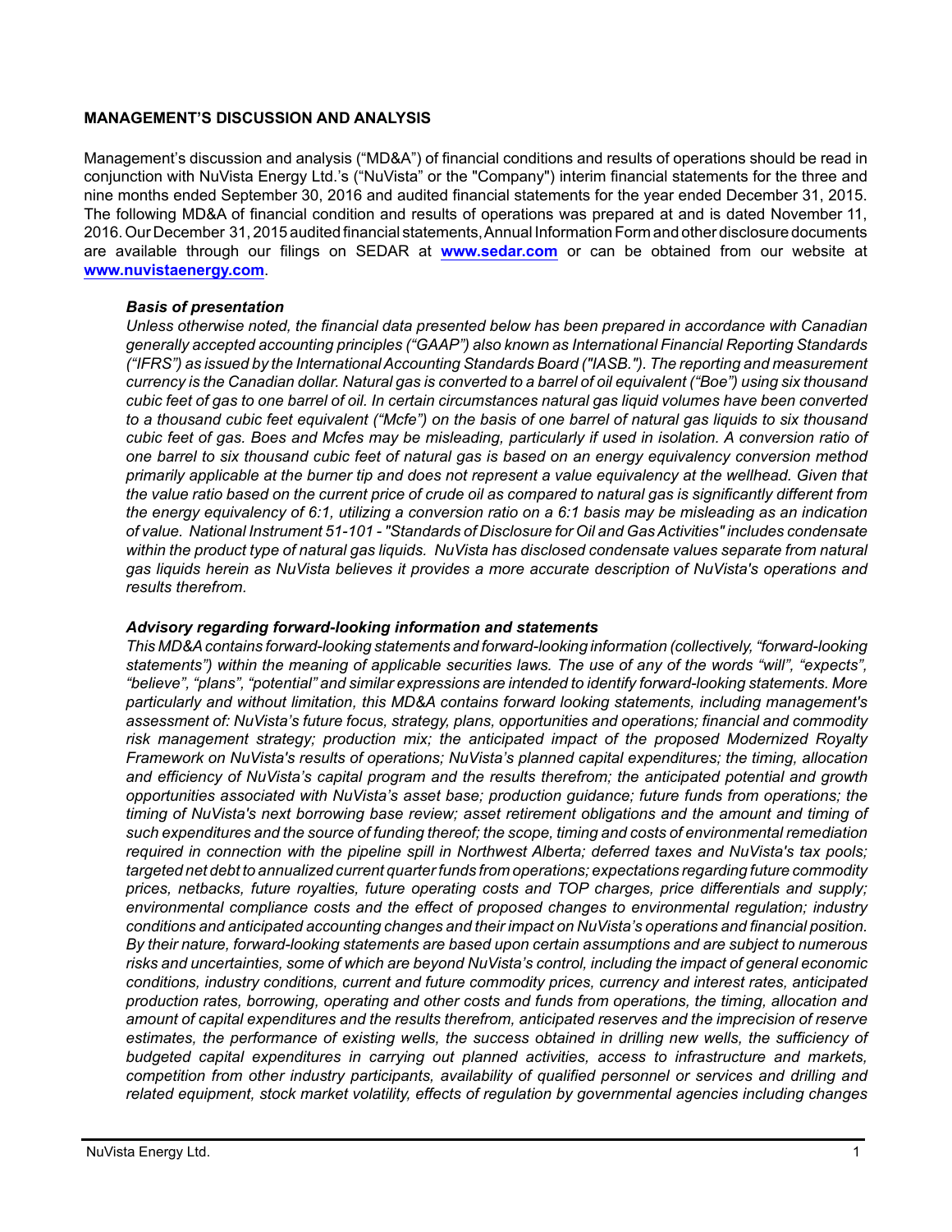## MANAGEMENT'S DISCUSSION AND ANALYSIS

Management's discussion and analysis ("MD&A") of financial conditions and results of operations should be read in conjunction with NuVista Energy Ltd.'s ("NuVista" or the "Company") interim financial statements for the three and nine months ended September 30, 2016 and audited financial statements for the year ended December 31, 2015. The following MD&A of financial condition and results of operations was prepared at and is dated November 11, 2016. Our December 31, 2015 audited financial statements, Annual Information Form and other disclosure documents are available through our filings on SEDAR at **www.sedar.com** or can be obtained from our website at **www.nuvistaenergy.com**.

### *Basis of presentation*

*Unless otherwise noted, the financial data presented below has been prepared in accordance with Canadian generally accepted accounting principles ("GAAP") also known as International Financial Reporting Standards ("IFRS") as issued by the International Accounting Standards Board ("IASB."). The reporting and measurement currency is the Canadian dollar. Natural gas is converted to a barrel of oil equivalent ("Boe") using six thousand cubic feet of gas to one barrel of oil. In certain circumstances natural gas liquid volumes have been converted to a thousand cubic feet equivalent ("Mcfe") on the basis of one barrel of natural gas liquids to six thousand cubic feet of gas. Boes and Mcfes may be misleading, particularly if used in isolation. A conversion ratio of one barrel to six thousand cubic feet of natural gas is based on an energy equivalency conversion method primarily applicable at the burner tip and does not represent a value equivalency at the wellhead. Given that the value ratio based on the current price of crude oil as compared to natural gas is significantly different from the energy equivalency of 6:1, utilizing a conversion ratio on a 6:1 basis may be misleading as an indication of value. National Instrument 51-101 - "Standards of Disclosure for Oil and Gas Activities" includes condensate within the product type of natural gas liquids. NuVista has disclosed condensate values separate from natural gas liquids herein as NuVista believes it provides a more accurate description of NuVista's operations and results therefrom.*

### *Advisory regarding forward-looking information and statements*

*This MD&A contains forward-looking statements and forward-looking information (collectively, "forward-looking statements") within the meaning of applicable securities laws. The use of any of the words "will", "expects", "believe", "plans", "potential" and similar expressions are intended to identify forward-looking statements. More particularly and without limitation, this MD&A contains forward looking statements, including management's assessment of: NuVista's future focus, strategy, plans, opportunities and operations; financial and commodity risk management strategy; production mix; the anticipated impact of the proposed Modernized Royalty Framework on NuVista's results of operations; NuVista's planned capital expenditures; the timing, allocation and efficiency of NuVista's capital program and the results therefrom; the anticipated potential and growth opportunities associated with NuVista's asset base; production guidance; future funds from operations; the timing of NuVista's next borrowing base review; asset retirement obligations and the amount and timing of such expenditures and the source of funding thereof; the scope, timing and costs of environmental remediation required in connection with the pipeline spill in Northwest Alberta; deferred taxes and NuVista's tax pools; targeted net debt to annualized current quarter funds from operations; expectations regarding future commodity prices, netbacks, future royalties, future operating costs and TOP charges, price differentials and supply; environmental compliance costs and the effect of proposed changes to environmental regulation; industry conditions and anticipated accounting changes and their impact on NuVista's operations and financial position. By their nature, forward-looking statements are based upon certain assumptions and are subject to numerous risks and uncertainties, some of which are beyond NuVista's control, including the impact of general economic conditions, industry conditions, current and future commodity prices, currency and interest rates, anticipated production rates, borrowing, operating and other costs and funds from operations, the timing, allocation and amount of capital expenditures and the results therefrom, anticipated reserves and the imprecision of reserve estimates, the performance of existing wells, the success obtained in drilling new wells, the sufficiency of budgeted capital expenditures in carrying out planned activities, access to infrastructure and markets, competition from other industry participants, availability of qualified personnel or services and drilling and related equipment, stock market volatility, effects of regulation by governmental agencies including changes*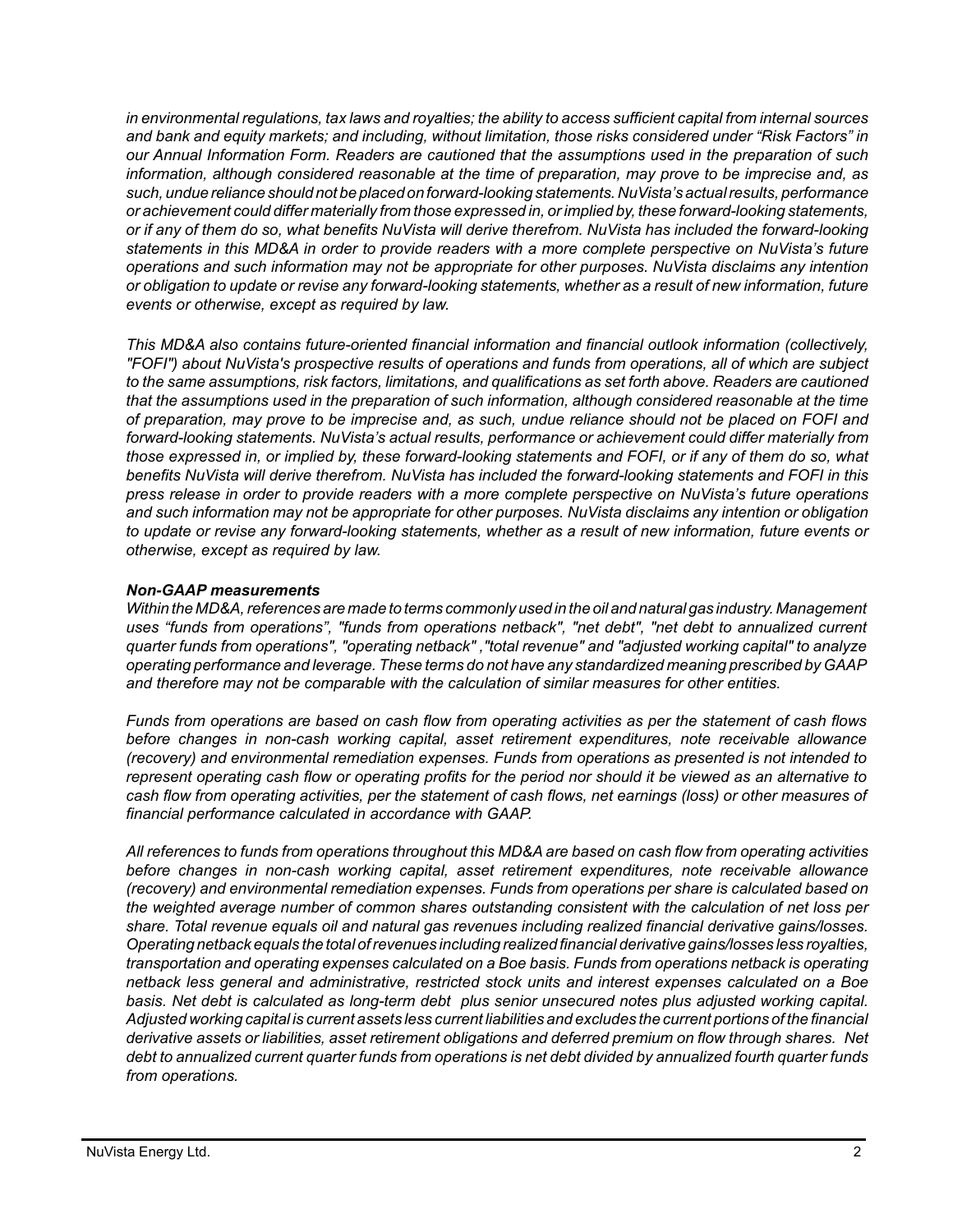*in environmental regulations, tax laws and royalties; the ability to access sufficient capital from internal sources and bank and equity markets; and including, without limitation, those risks considered under "Risk Factors" in our Annual Information Form. Readers are cautioned that the assumptions used in the preparation of such information, although considered reasonable at the time of preparation, may prove to be imprecise and, as such, undue reliance should not be placed on forward-looking statements. NuVista's actual results, performance or achievement could differ materially from those expressed in, or implied by, these forward-looking statements, or if any of them do so, what benefits NuVista will derive therefrom. NuVista has included the forward-looking statements in this MD&A in order to provide readers with a more complete perspective on NuVista's future operations and such information may not be appropriate for other purposes. NuVista disclaims any intention or obligation to update or revise any forward-looking statements, whether as a result of new information, future events or otherwise, except as required by law.*

*This MD&A also contains future-oriented financial information and financial outlook information (collectively, "FOFI") about NuVista's prospective results of operations and funds from operations, all of which are subject to the same assumptions, risk factors, limitations, and qualifications as set forth above. Readers are cautioned that the assumptions used in the preparation of such information, although considered reasonable at the time of preparation, may prove to be imprecise and, as such, undue reliance should not be placed on FOFI and forward-looking statements. NuVista's actual results, performance or achievement could differ materially from those expressed in, or implied by, these forward-looking statements and FOFI, or if any of them do so, what benefits NuVista will derive therefrom. NuVista has included the forward-looking statements and FOFI in this press release in order to provide readers with a more complete perspective on NuVista's future operations and such information may not be appropriate for other purposes. NuVista disclaims any intention or obligation to update or revise any forward-looking statements, whether as a result of new information, future events or otherwise, except as required by law.*

***Non-GAAP measurements***

*Within the MD&A, references are made to terms commonly used in the oil and natural gas industry. Management uses "funds from operations", "funds from operations netback", "net debt", "net debt to annualized current quarter funds from operations", "operating netback" ,"total revenue" and "adjusted working capital" to analyze operating performance and leverage. These terms do not have any standardized meaning prescribed by GAAP and therefore may not be comparable with the calculation of similar measures for other entities.*

*Funds from operations are based on cash flow from operating activities as per the statement of cash flows before changes in non-cash working capital, asset retirement expenditures, note receivable allowance (recovery) and environmental remediation expenses. Funds from operations as presented is not intended to represent operating cash flow or operating profits for the period nor should it be viewed as an alternative to cash flow from operating activities, per the statement of cash flows, net earnings (loss) or other measures of financial performance calculated in accordance with GAAP.*

*All references to funds from operations throughout this MD&A are based on cash flow from operating activities before changes in non-cash working capital, asset retirement expenditures, note receivable allowance (recovery) and environmental remediation expenses. Funds from operations per share is calculated based on the weighted average number of common shares outstanding consistent with the calculation of net loss per share. Total revenue equals oil and natural gas revenues including realized financial derivative gains/losses. Operating netback equals the total of revenues including realized financial derivative gains/losses less royalties, transportation and operating expenses calculated on a Boe basis. Funds from operations netback is operating netback less general and administrative, restricted stock units and interest expenses calculated on a Boe basis. Net debt is calculated as long-term debt plus senior unsecured notes plus adjusted working capital. Adjusted working capital is current assets less current liabilities and excludes the current portions of the financial derivative assets or liabilities, asset retirement obligations and deferred premium on flow through shares. Net debt to annualized current quarter funds from operations is net debt divided by annualized fourth quarter funds from operations.*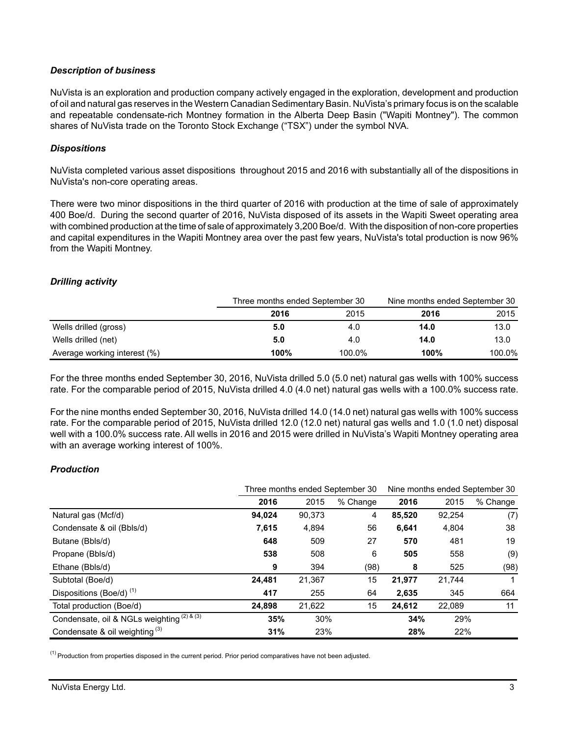### *Description of business*

NuVista is an exploration and production company actively engaged in the exploration, development and production of oil and natural gas reserves in the Western Canadian Sedimentary Basin. NuVista's primary focus is on the scalable and repeatable condensate-rich Montney formation in the Alberta Deep Basin ("Wapiti Montney"). The common shares of NuVista trade on the Toronto Stock Exchange ("TSX") under the symbol NVA.

### *Dispositions*

NuVista completed various asset dispositions throughout 2015 and 2016 with substantially all of the dispositions in NuVista's non-core operating areas.

There were two minor dispositions in the third quarter of 2016 with production at the time of sale of approximately 400 Boe/d. During the second quarter of 2016, NuVista disposed of its assets in the Wapiti Sweet operating area with combined production at the time of sale of approximately 3,200 Boe/d. With the disposition of non-core properties and capital expenditures in the Wapiti Montney area over the past few years, NuVista's total production is now 96% from the Wapiti Montney.

### *Drilling activity*

| | Three months ended September 30 | | Nine months ended September 30 | |
|---|---|---|---|---|
| | **2016** | 2015 | **2016** | 2015 |
| Wells drilled (gross) | **5.0** | 4.0 | **14.0** | 13.0 |
| Wells drilled (net) | **5.0** | 4.0 | **14.0** | 13.0 |
| Average working interest (%) | **100%** | 100.0% | **100%** | 100.0% |

For the three months ended September 30, 2016, NuVista drilled 5.0 (5.0 net) natural gas wells with 100% success rate. For the comparable period of 2015, NuVista drilled 4.0 (4.0 net) natural gas wells with a 100.0% success rate.

For the nine months ended September 30, 2016, NuVista drilled 14.0 (14.0 net) natural gas wells with 100% success rate. For the comparable period of 2015, NuVista drilled 12.0 (12.0 net) natural gas wells and 1.0 (1.0 net) disposal well with a 100.0% success rate. All wells in 2016 and 2015 were drilled in NuVista's Wapiti Montney operating area with an average working interest of 100%.

### *Production*

| | Three months ended September 30 | | | Nine months ended September 30 | | |
|---|---|---|---|---|---|---|
| | **2016** | 2015 | % Change | **2016** | 2015 | % Change |
| Natural gas (Mcf/d) | **94,024** | 90,373 | 4 | **85,520** | 92,254 | (7) |
| Condensate & oil (Bbls/d) | **7,615** | 4,894 | 56 | **6,641** | 4,804 | 38 |
| Butane (Bbls/d) | **648** | 509 | 27 | **570** | 481 | 19 |
| Propane (Bbls/d) | **538** | 508 | 6 | **505** | 558 | (9) |
| Ethane (Bbls/d) | **9** | 394 | (98) | **8** | 525 | (98) |
| Subtotal (Boe/d) | **24,481** | 21,367 | 15 | **21,977** | 21,744 | 1 |
| Dispositions (Boe/d) [(1)] | **417** | 255 | 64 | **2,635** | 345 | 664 |
| Total production (Boe/d) | **24,898** | 21,622 | 15 | **24,612** | 22,089 | 11 |
| Condensate, oil & NGLs weighting [(2) & (3)] | **35%** | 30% | | **34%** | 29% | |
| Condensate & oil weighting [(3)] | **31%** | 23% | | **28%** | 22% | |

[(1)] Production from properties disposed in the current period. Prior period comparatives have not been adjusted.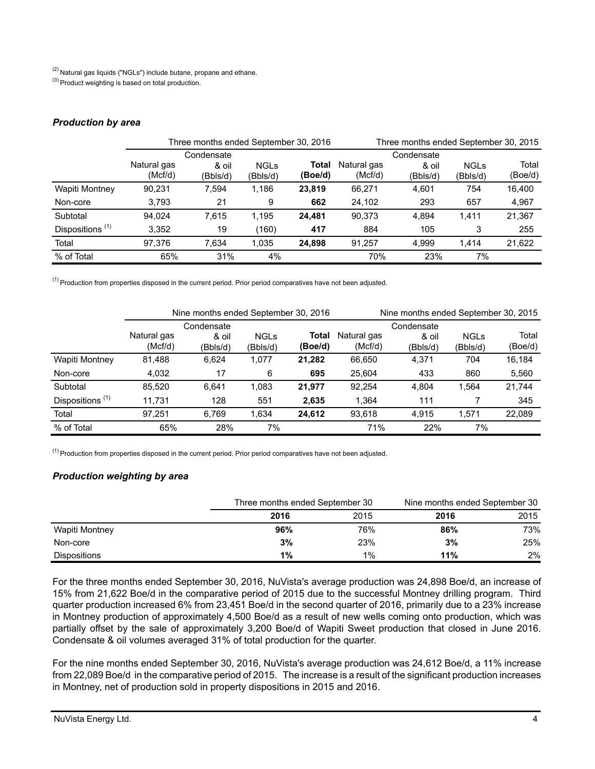(2) Natural gas liquids ("NGLs") include butane, propane and ethane.

(3) Product weighting is based on total production.

### *Production by area*

| | Three months ended September 30, 2016 | | | | Three months ended September 30, 2015 | | | |
|---|---|---|---|---|---|---|---|---|
| | Natural gas (Mcf/d) | Condensate & oil (Bbls/d) | NGLs (Bbls/d) | **Total (Boe/d)** | Natural gas (Mcf/d) | Condensate & oil (Bbls/d) | NGLs (Bbls/d) | Total (Boe/d) |
| Wapiti Montney | 90,231 | 7,594 | 1,186 | **23,819** | 66,271 | 4,601 | 754 | 16,400 |
| Non-core | 3,793 | 21 | 9 | **662** | 24,102 | 293 | 657 | 4,967 |
| Subtotal | 94,024 | 7,615 | 1,195 | **24,481** | 90,373 | 4,894 | 1,411 | 21,367 |
| Dispositions (1) | 3,352 | 19 | (160) | **417** | 884 | 105 | 3 | 255 |
| Total | 97,376 | 7,634 | 1,035 | **24,898** | 91,257 | 4,999 | 1,414 | 21,622 |
| % of Total | 65% | 31% | 4% | | 70% | 23% | 7% | |

(1) Production from properties disposed in the current period. Prior period comparatives have not been adjusted.

| | Nine months ended September 30, 2016 | | | | Nine months ended September 30, 2015 | | | |
|---|---|---|---|---|---|---|---|---|
| | Natural gas (Mcf/d) | Condensate & oil (Bbls/d) | NGLs (Bbls/d) | **Total (Boe/d)** | Natural gas (Mcf/d) | Condensate & oil (Bbls/d) | NGLs (Bbls/d) | Total (Boe/d) |
| Wapiti Montney | 81,488 | 6,624 | 1,077 | **21,282** | 66,650 | 4,371 | 704 | 16,184 |
| Non-core | 4,032 | 17 | 6 | **695** | 25,604 | 433 | 860 | 5,560 |
| Subtotal | 85,520 | 6,641 | 1,083 | **21,977** | 92,254 | 4,804 | 1,564 | 21,744 |
| Dispositions (1) | 11,731 | 128 | 551 | **2,635** | 1,364 | 111 | 7 | 345 |
| Total | 97,251 | 6,769 | 1,634 | **24,612** | 93,618 | 4,915 | 1,571 | 22,089 |
| % of Total | 65% | 28% | 7% | | 71% | 22% | 7% | |

(1) Production from properties disposed in the current period. Prior period comparatives have not been adjusted.

### *Production weighting by area*

| | Three months ended September 30 | | Nine months ended September 30 | |
|---|---|---|---|---|
| | **2016** | 2015 | **2016** | 2015 |
| Wapiti Montney | **96%** | 76% | **86%** | 73% |
| Non-core | **3%** | 23% | **3%** | 25% |
| Dispositions | **1%** | 1% | **11%** | 2% |

For the three months ended September 30, 2016, NuVista's average production was 24,898 Boe/d, an increase of 15% from 21,622 Boe/d in the comparative period of 2015 due to the successful Montney drilling program. Third quarter production increased 6% from 23,451 Boe/d in the second quarter of 2016, primarily due to a 23% increase in Montney production of approximately 4,500 Boe/d as a result of new wells coming onto production, which was partially offset by the sale of approximately 3,200 Boe/d of Wapiti Sweet production that closed in June 2016. Condensate & oil volumes averaged 31% of total production for the quarter.

For the nine months ended September 30, 2016, NuVista's average production was 24,612 Boe/d, a 11% increase from 22,089 Boe/d in the comparative period of 2015. The increase is a result of the significant production increases in Montney, net of production sold in property dispositions in 2015 and 2016.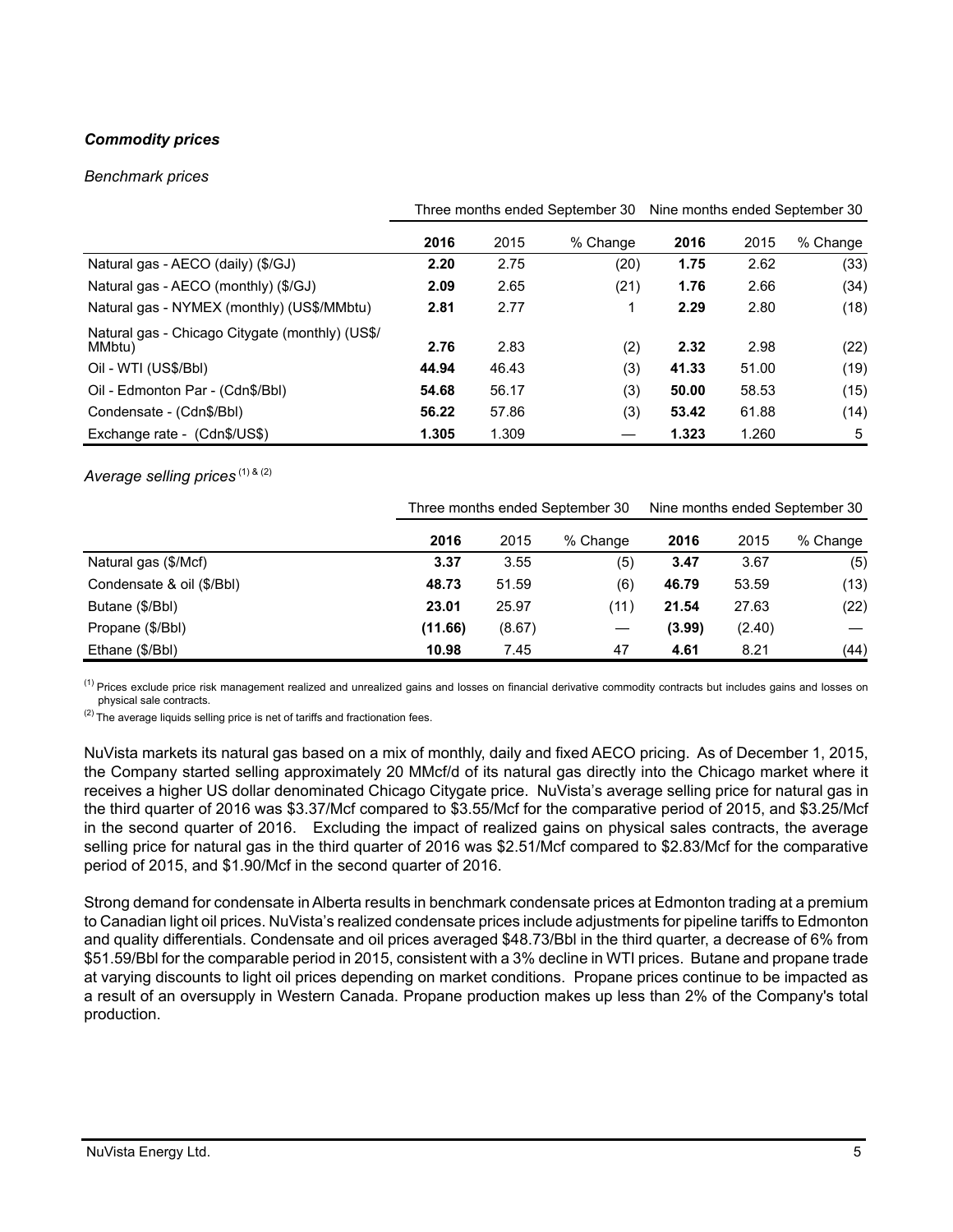### *Commodity prices*

*Benchmark prices*

| | Three months ended September 30 | | | Nine months ended September 30 | | |
|---|---|---|---|---|---|---|
| | **2016** | 2015 | % Change | **2016** | 2015 | % Change |
| Natural gas - AECO (daily) ($/GJ) | **2.20** | 2.75 | (20) | **1.75** | 2.62 | (33) |
| Natural gas - AECO (monthly) ($/GJ) | **2.09** | 2.65 | (21) | **1.76** | 2.66 | (34) |
| Natural gas - NYMEX (monthly) (US$/MMbtu) | **2.81** | 2.77 | 1 | **2.29** | 2.80 | (18) |
| Natural gas - Chicago Citygate (monthly) (US$/MMbtu) | **2.76** | 2.83 | (2) | **2.32** | 2.98 | (22) |
| Oil - WTI (US$/Bbl) | **44.94** | 46.43 | (3) | **41.33** | 51.00 | (19) |
| Oil - Edmonton Par - (Cdn$/Bbl) | **54.68** | 56.17 | (3) | **50.00** | 58.53 | (15) |
| Condensate - (Cdn$/Bbl) | **56.22** | 57.86 | (3) | **53.42** | 61.88 | (14) |
| Exchange rate - (Cdn$/US$) | **1.305** | 1.309 | — | **1.323** | 1.260 | 5 |

*Average selling prices* [(1) & (2)]

| | Three months ended September 30 | | | Nine months ended September 30 | | |
|---|---|---|---|---|---|---|
| | **2016** | 2015 | % Change | **2016** | 2015 | % Change |
| Natural gas ($/Mcf) | **3.37** | 3.55 | (5) | **3.47** | 3.67 | (5) |
| Condensate & oil ($/Bbl) | **48.73** | 51.59 | (6) | **46.79** | 53.59 | (13) |
| Butane ($/Bbl) | **23.01** | 25.97 | (11) | **21.54** | 27.63 | (22) |
| Propane ($/Bbl) | **(11.66)** | (8.67) | — | **(3.99)** | (2.40) | — |
| Ethane ($/Bbl) | **10.98** | 7.45 | 47 | **4.61** | 8.21 | (44) |

(1) Prices exclude price risk management realized and unrealized gains and losses on financial derivative commodity contracts but includes gains and losses on physical sale contracts.

(2) The average liquids selling price is net of tariffs and fractionation fees.

NuVista markets its natural gas based on a mix of monthly, daily and fixed AECO pricing. As of December 1, 2015, the Company started selling approximately 20 MMcf/d of its natural gas directly into the Chicago market where it receives a higher US dollar denominated Chicago Citygate price. NuVista's average selling price for natural gas in the third quarter of 2016 was $3.37/Mcf compared to $3.55/Mcf for the comparative period of 2015, and $3.25/Mcf in the second quarter of 2016. Excluding the impact of realized gains on physical sales contracts, the average selling price for natural gas in the third quarter of 2016 was $2.51/Mcf compared to $2.83/Mcf for the comparative period of 2015, and $1.90/Mcf in the second quarter of 2016.

Strong demand for condensate in Alberta results in benchmark condensate prices at Edmonton trading at a premium to Canadian light oil prices. NuVista's realized condensate prices include adjustments for pipeline tariffs to Edmonton and quality differentials. Condensate and oil prices averaged $48.73/Bbl in the third quarter, a decrease of 6% from $51.59/Bbl for the comparable period in 2015, consistent with a 3% decline in WTI prices. Butane and propane trade at varying discounts to light oil prices depending on market conditions. Propane prices continue to be impacted as a result of an oversupply in Western Canada. Propane production makes up less than 2% of the Company's total production.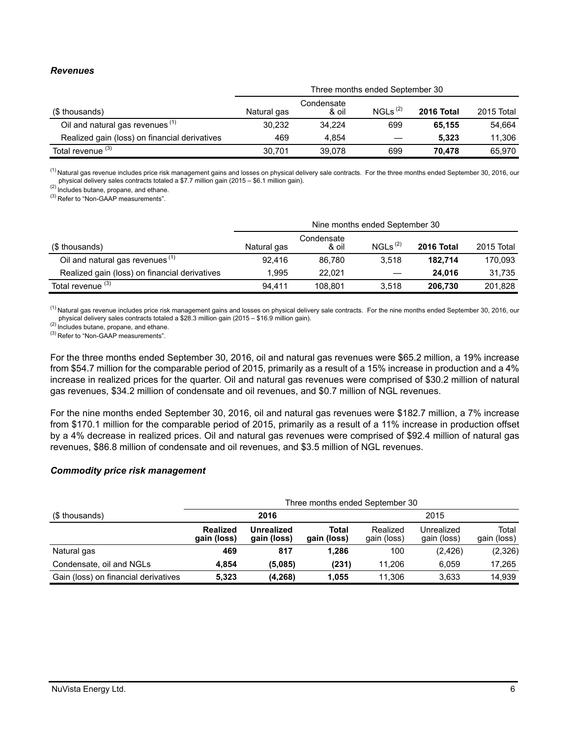### *Revenues*

| | Three months ended September 30 | | | | |
|---|---|---|---|---|---|
| ($ thousands) | Natural gas | Condensate & oil | NGLs [(2)] | **2016 Total** | 2015 Total |
| Oil and natural gas revenues [(1)] | 30,232 | 34,224 | — | **65,155** | 54,664 |
| Realized gain (loss) on financial derivatives | 469 | 4,854 | — | **5,323** | 11,306 |
| Total revenue [(3)] | 30,701 | 39,078 | 699 | **70,478** | 65,970 |

[(1)] Natural gas revenue includes price risk management gains and losses on physical delivery sale contracts. For the three months ended September 30, 2016, our physical delivery sales contracts totaled a $7.7 million gain (2015 – $6.1 million gain).
[(2)] Includes butane, propane, and ethane.
[(3)] Refer to "Non-GAAP measurements".

| | Nine months ended September 30 | | | | |
|---|---|---|---|---|---|
| ($ thousands) | Natural gas | Condensate & oil | NGLs [(2)] | **2016 Total** | 2015 Total |
| Oil and natural gas revenues [(1)] | 92,416 | 86,780 | 3,518 | **182,714** | 170,093 |
| Realized gain (loss) on financial derivatives | 1,995 | 22,021 | — | **24,016** | 31,735 |
| Total revenue [(3)] | 94,411 | 108,801 | 3,518 | **206,730** | 201,828 |

[(1)] Natural gas revenue includes price risk management gains and losses on physical delivery sale contracts. For the nine months ended September 30, 2016, our physical delivery sales contracts totaled a $28.3 million gain (2015 – $16.9 million gain).
[(2)] Includes butane, propane, and ethane.
[(3)] Refer to "Non-GAAP measurements".

For the three months ended September 30, 2016, oil and natural gas revenues were $65.2 million, a 19% increase from $54.7 million for the comparable period of 2015, primarily as a result of a 15% increase in production and a 4% increase in realized prices for the quarter. Oil and natural gas revenues were comprised of $30.2 million of natural gas revenues, $34.2 million of condensate and oil revenues, and $0.7 million of NGL revenues.

For the nine months ended September 30, 2016, oil and natural gas revenues were $182.7 million, a 7% increase from $170.1 million for the comparable period of 2015, primarily as a result of a 11% increase in production offset by a 4% decrease in realized prices. Oil and natural gas revenues were comprised of $92.4 million of natural gas revenues, $86.8 million of condensate and oil revenues, and $3.5 million of NGL revenues.

### *Commodity price risk management*

| | Three months ended September 30 | | | | | |
|---|---|---|---|---|---|---|
| ($ thousands) | **2016** | | | 2015 | | |
| | **Realized gain (loss)** | **Unrealized gain (loss)** | **Total gain (loss)** | Realized gain (loss) | Unrealized gain (loss) | Total gain (loss) |
| Natural gas | **469** | **817** | **1,286** | 100 | (2,426) | (2,326) |
| Condensate, oil and NGLs | **4,854** | **(5,085)** | **(231)** | 11,206 | 6,059 | 17,265 |
| Gain (loss) on financial derivatives | **5,323** | **(4,268)** | **1,055** | 11,306 | 3,633 | 14,939 |

### *Revenues*

| | Three months ended September 30 | | | | |
|---|---|---|---|---|---|
| ($ thousands) | Natural gas | Condensate & oil | NGLs [(2)] | **2016 Total** | 2015 Total |
| Oil and natural gas revenues [(1)] | 30,232 | 34,224 | 699 | **65,155** | 54,664 |
| Realized gain (loss) on financial derivatives | 469 | 4,854 | — | **5,323** | 11,306 |
| Total revenue [(3)] | 30,701 | 39,078 | 699 | **70,478** | 65,970 |

[(1)] Natural gas revenue includes price risk management gains and losses on physical delivery sale contracts. For the three months ended September 30, 2016, our physical delivery sales contracts totaled a $7.7 million gain (2015 – $6.1 million gain).
[(2)] Includes butane, propane, and ethane.
[(3)] Refer to "Non-GAAP measurements".

| | Nine months ended September 30 | | | | |
|---|---|---|---|---|---|
| ($ thousands) | Natural gas | Condensate & oil | NGLs [(2)] | **2016 Total** | 2015 Total |
| Oil and natural gas revenues [(1)] | 92,416 | 86,780 | 3,518 | **182,714** | 170,093 |
| Realized gain (loss) on financial derivatives | 1,995 | 22,021 | — | **24,016** | 31,735 |
| Total revenue [(3)] | 94,411 | 108,801 | 3,518 | **206,730** | 201,828 |

[(1)] Natural gas revenue includes price risk management gains and losses on physical delivery sale contracts. For the nine months ended September 30, 2016, our physical delivery sales contracts totaled a $28.3 million gain (2015 – $16.9 million gain).
[(2)] Includes butane, propane, and ethane.
[(3)] Refer to "Non-GAAP measurements".

For the three months ended September 30, 2016, oil and natural gas revenues were $65.2 million, a 19% increase from $54.7 million for the comparable period of 2015, primarily as a result of a 15% increase in production and a 4% increase in realized prices for the quarter. Oil and natural gas revenues were comprised of $30.2 million of natural gas revenues, $34.2 million of condensate and oil revenues, and $0.7 million of NGL revenues.

For the nine months ended September 30, 2016, oil and natural gas revenues were $182.7 million, a 7% increase from $170.1 million for the comparable period of 2015, primarily as a result of a 11% increase in production offset by a 4% decrease in realized prices. Oil and natural gas revenues were comprised of $92.4 million of natural gas revenues, $86.8 million of condensate and oil revenues, and $3.5 million of NGL revenues.

### *Commodity price risk management*

| | Three months ended September 30 | | | | | |
|---|---|---|---|---|---|---|
| ($ thousands) | **2016** | | | 2015 | | |
| | **Realized gain (loss)** | **Unrealized gain (loss)** | **Total gain (loss)** | Realized gain (loss) | Unrealized gain (loss) | Total gain (loss) |
| Natural gas | **469** | **817** | **1,286** | 100 | (2,426) | (2,326) |
| Condensate, oil and NGLs | **4,854** | **(5,085)** | **(231)** | 11,206 | 6,059 | 17,265 |
| Gain (loss) on financial derivatives | **5,323** | **(4,268)** | **1,055** | 11,306 | 3,633 | 14,939 |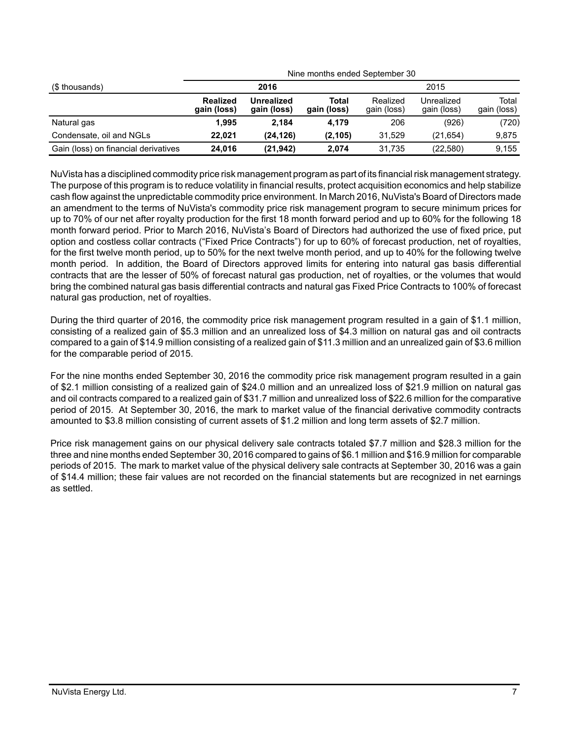| | Nine months ended September 30 | | | | | |
|---|---|---|---|---|---|---|
| ($ thousands) | **2016** | | | 2015 | | |
| | **Realized gain (loss)** | **Unrealized gain (loss)** | **Total gain (loss)** | Realized gain (loss) | Unrealized gain (loss) | Total gain (loss) |
| Natural gas | **1,995** | **2,184** | **4,179** | 206 | (926) | (720) |
| Condensate, oil and NGLs | **22,021** | **(24,126)** | **(2,105)** | 31,529 | (21,654) | 9,875 |
| Gain (loss) on financial derivatives | **24,016** | **(21,942)** | **2,074** | 31,735 | (22,580) | 9,155 |

NuVista has a disciplined commodity price risk management program as part of its financial risk management strategy. The purpose of this program is to reduce volatility in financial results, protect acquisition economics and help stabilize cash flow against the unpredictable commodity price environment. In March 2016, NuVista's Board of Directors made an amendment to the terms of NuVista's commodity price risk management program to secure minimum prices for up to 70% of our net after royalty production for the first 18 month forward period and up to 60% for the following 18 month forward period. Prior to March 2016, NuVista's Board of Directors had authorized the use of fixed price, put option and costless collar contracts ("Fixed Price Contracts") for up to 60% of forecast production, net of royalties, for the first twelve month period, up to 50% for the next twelve month period, and up to 40% for the following twelve month period. In addition, the Board of Directors approved limits for entering into natural gas basis differential contracts that are the lesser of 50% of forecast natural gas production, net of royalties, or the volumes that would bring the combined natural gas basis differential contracts and natural gas Fixed Price Contracts to 100% of forecast natural gas production, net of royalties.

During the third quarter of 2016, the commodity price risk management program resulted in a gain of $1.1 million, consisting of a realized gain of $5.3 million and an unrealized loss of $4.3 million on natural gas and oil contracts compared to a gain of $14.9 million consisting of a realized gain of $11.3 million and an unrealized gain of $3.6 million for the comparable period of 2015.

For the nine months ended September 30, 2016 the commodity price risk management program resulted in a gain of $2.1 million consisting of a realized gain of $24.0 million and an unrealized loss of $21.9 million on natural gas and oil contracts compared to a realized gain of $31.7 million and unrealized loss of $22.6 million for the comparative period of 2015. At September 30, 2016, the mark to market value of the financial derivative commodity contracts amounted to $3.8 million consisting of current assets of $1.2 million and long term assets of $2.7 million.

Price risk management gains on our physical delivery sale contracts totaled $7.7 million and $28.3 million for the three and nine months ended September 30, 2016 compared to gains of $6.1 million and $16.9 million for comparable periods of 2015. The mark to market value of the physical delivery sale contracts at September 30, 2016 was a gain of $14.4 million; these fair values are not recorded on the financial statements but are recognized in net earnings as settled.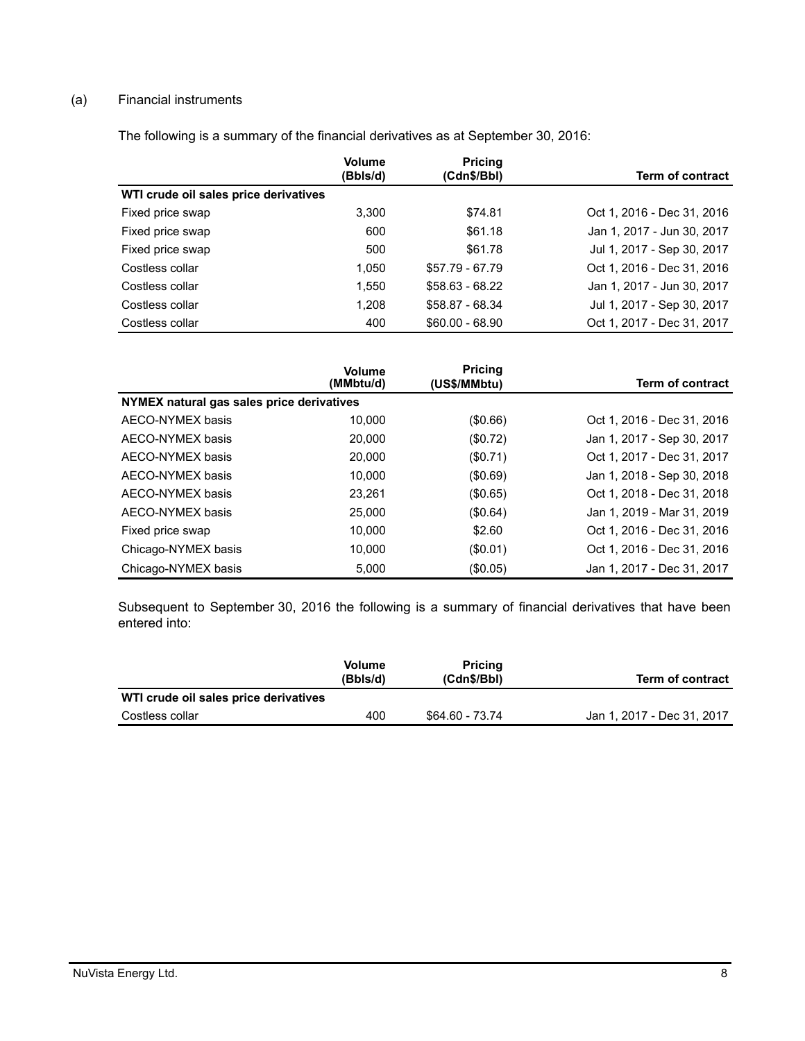(a) Financial instruments

The following is a summary of the financial derivatives as at September 30, 2016:

| | Volume (Bbls/d) | Pricing (Cdn$/Bbl) | Term of contract |
|---|---|---|---|
| **WTI crude oil sales price derivatives** | | | |
| Fixed price swap | 3,300 | $74.81 | Oct 1, 2016 - Dec 31, 2016 |
| Fixed price swap | 600 | $61.18 | Jan 1, 2017 - Jun 30, 2017 |
| Fixed price swap | 500 | $61.78 | Jul 1, 2017 - Sep 30, 2017 |
| Costless collar | 1,050 | $57.79 - 67.79 | Oct 1, 2016 - Dec 31, 2016 |
| Costless collar | 1,550 | $58.63 - 68.22 | Jan 1, 2017 - Jun 30, 2017 |
| Costless collar | 1,208 | $58.87 - 68.34 | Jul 1, 2017 - Sep 30, 2017 |
| Costless collar | 400 | $60.00 - 68.90 | Oct 1, 2017 - Dec 31, 2017 |

| | Volume (MMbtu/d) | Pricing (US$/MMbtu) | Term of contract |
|---|---|---|---|
| **NYMEX natural gas sales price derivatives** | | | |
| AECO-NYMEX basis | 10,000 | ($0.66) | Oct 1, 2016 - Dec 31, 2016 |
| AECO-NYMEX basis | 20,000 | ($0.72) | Jan 1, 2017 - Sep 30, 2017 |
| AECO-NYMEX basis | 20,000 | ($0.71) | Oct 1, 2017 - Dec 31, 2017 |
| AECO-NYMEX basis | 10,000 | ($0.69) | Jan 1, 2018 - Sep 30, 2018 |
| AECO-NYMEX basis | 23,261 | ($0.65) | Oct 1, 2018 - Dec 31, 2018 |
| AECO-NYMEX basis | 25,000 | ($0.64) | Jan 1, 2019 - Mar 31, 2019 |
| Fixed price swap | 10,000 | $2.60 | Oct 1, 2016 - Dec 31, 2016 |
| Chicago-NYMEX basis | 10,000 | ($0.01) | Oct 1, 2016 - Dec 31, 2016 |
| Chicago-NYMEX basis | 5,000 | ($0.05) | Jan 1, 2017 - Dec 31, 2017 |

Subsequent to September 30, 2016 the following is a summary of financial derivatives that have been entered into:

| | Volume (Bbls/d) | Pricing (Cdn$/Bbl) | Term of contract |
|---|---|---|---|
| **WTI crude oil sales price derivatives** | | | |
| Costless collar | 400 | $64.60 - 73.74 | Jan 1, 2017 - Dec 31, 2017 |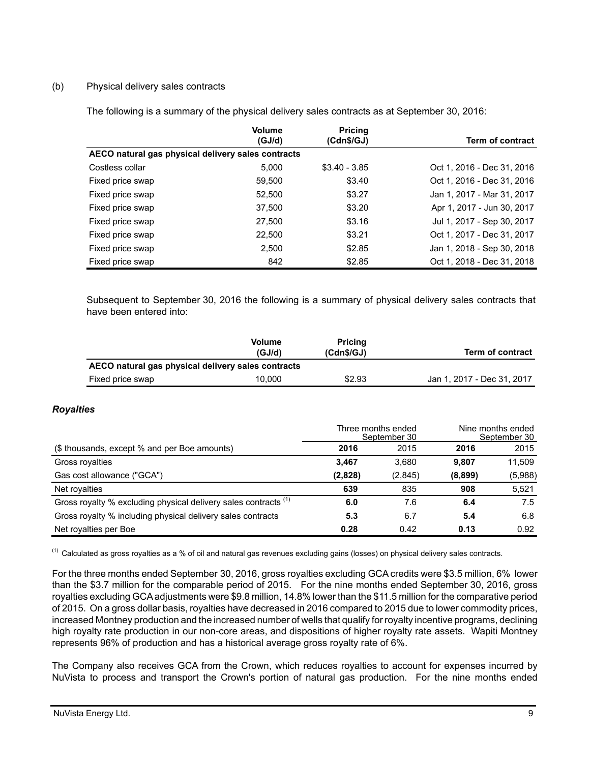(b) Physical delivery sales contracts

The following is a summary of the physical delivery sales contracts as at September 30, 2016:

| | Volume (GJ/d) | Pricing (Cdn$/GJ) | Term of contract |
|---|---|---|---|
| **AECO natural gas physical delivery sales contracts** | | | |
| Costless collar | 5,000 | $3.40 - 3.85 | Oct 1, 2016 - Dec 31, 2016 |
| Fixed price swap | 59,500 | $3.40 | Oct 1, 2016 - Dec 31, 2016 |
| Fixed price swap | 52,500 | $3.27 | Jan 1, 2017 - Mar 31, 2017 |
| Fixed price swap | 37,500 | $3.20 | Apr 1, 2017 - Jun 30, 2017 |
| Fixed price swap | 27,500 | $3.16 | Jul 1, 2017 - Sep 30, 2017 |
| Fixed price swap | 22,500 | $3.21 | Oct 1, 2017 - Dec 31, 2017 |
| Fixed price swap | 2,500 | $2.85 | Jan 1, 2018 - Sep 30, 2018 |
| Fixed price swap | 842 | $2.85 | Oct 1, 2018 - Dec 31, 2018 |

Subsequent to September 30, 2016 the following is a summary of physical delivery sales contracts that have been entered into:

| | Volume (GJ/d) | Pricing (Cdn$/GJ) | Term of contract |
|---|---|---|---|
| **AECO natural gas physical delivery sales contracts** | | | |
| Fixed price swap | 10,000 | $2.93 | Jan 1, 2017 - Dec 31, 2017 |

### *Royalties*

| | Three months ended September 30 | | Nine months ended September 30 | |
|---|---|---|---|---|
| ($ thousands, except % and per Boe amounts) | **2016** | 2015 | **2016** | 2015 |
| Gross royalties | **3,467** | 3,680 | **9,807** | 11,509 |
| Gas cost allowance ("GCA") | **(2,828)** | (2,845) | **(8,899)** | (5,988) |
| Net royalties | **639** | 835 | **908** | 5,521 |
| Gross royalty % excluding physical delivery sales contracts [(1)] | **6.0** | 7.6 | **6.4** | 7.5 |
| Gross royalty % including physical delivery sales contracts | **5.3** | 6.7 | **5.4** | 6.8 |
| Net royalties per Boe | **0.28** | 0.42 | **0.13** | 0.92 |

[(1)] Calculated as gross royalties as a % of oil and natural gas revenues excluding gains (losses) on physical delivery sales contracts.

For the three months ended September 30, 2016, gross royalties excluding GCA credits were $3.5 million, 6% lower than the $3.7 million for the comparable period of 2015. For the nine months ended September 30, 2016, gross royalties excluding GCA adjustments were $9.8 million, 14.8% lower than the $11.5 million for the comparative period of 2015. On a gross dollar basis, royalties have decreased in 2016 compared to 2015 due to lower commodity prices, increased Montney production and the increased number of wells that qualify for royalty incentive programs, declining high royalty rate production in our non-core areas, and dispositions of higher royalty rate assets. Wapiti Montney represents 96% of production and has a historical average gross royalty rate of 6%.

The Company also receives GCA from the Crown, which reduces royalties to account for expenses incurred by NuVista to process and transport the Crown's portion of natural gas production. For the nine months ended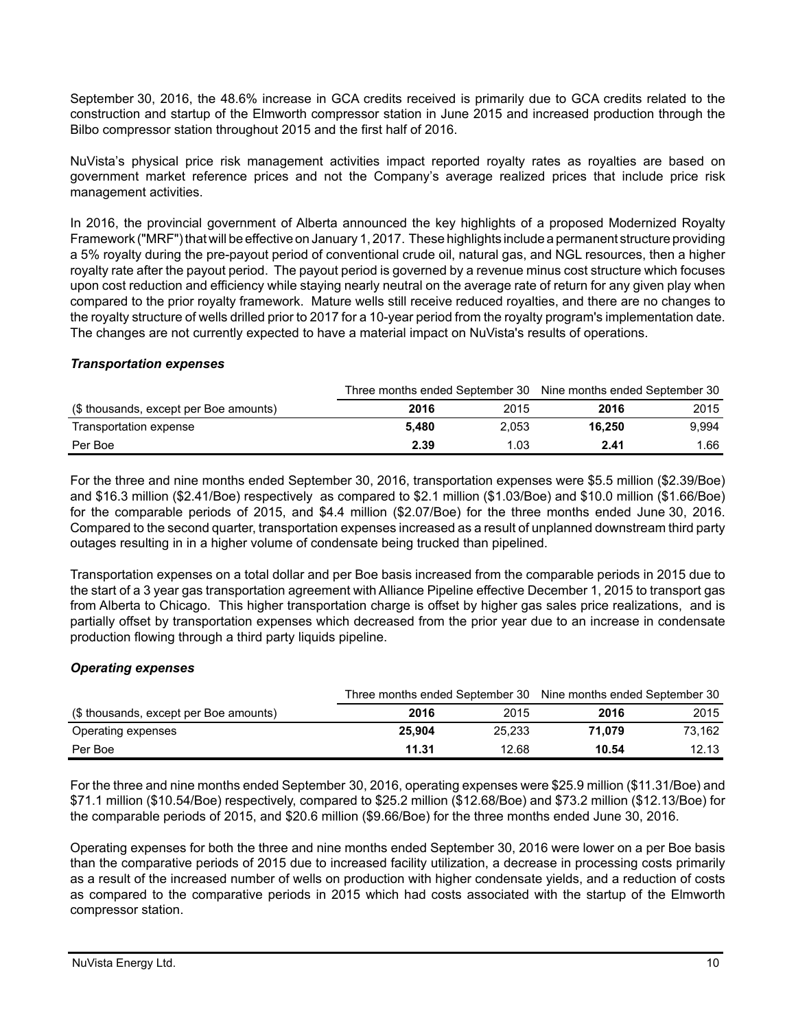September 30, 2016, the 48.6% increase in GCA credits received is primarily due to GCA credits related to the construction and startup of the Elmworth compressor station in June 2015 and increased production through the Bilbo compressor station throughout 2015 and the first half of 2016.

NuVista's physical price risk management activities impact reported royalty rates as royalties are based on government market reference prices and not the Company's average realized prices that include price risk management activities.

In 2016, the provincial government of Alberta announced the key highlights of a proposed Modernized Royalty Framework ("MRF") that will be effective on January 1, 2017. These highlights include a permanent structure providing a 5% royalty during the pre-payout period of conventional crude oil, natural gas, and NGL resources, then a higher royalty rate after the payout period. The payout period is governed by a revenue minus cost structure which focuses upon cost reduction and efficiency while staying nearly neutral on the average rate of return for any given play when compared to the prior royalty framework. Mature wells still receive reduced royalties, and there are no changes to the royalty structure of wells drilled prior to 2017 for a 10-year period from the royalty program's implementation date. The changes are not currently expected to have a material impact on NuVista's results of operations.

### *Transportation expenses*

| | Three months ended September 30 | | Nine months ended September 30 | |
|---|---|---|---|---|
| ($ thousands, except per Boe amounts) | **2016** | 2015 | **2016** | 2015 |
| Transportation expense | **5,480** | 2,053 | **16,250** | 9,994 |
| Per Boe | **2.39** | 1.03 | **2.41** | 1.66 |

For the three and nine months ended September 30, 2016, transportation expenses were $5.5 million ($2.39/Boe) and $16.3 million ($2.41/Boe) respectively as compared to $2.1 million ($1.03/Boe) and $10.0 million ($1.66/Boe) for the comparable periods of 2015, and $4.4 million ($2.07/Boe) for the three months ended June 30, 2016. Compared to the second quarter, transportation expenses increased as a result of unplanned downstream third party outages resulting in in a higher volume of condensate being trucked than pipelined.

Transportation expenses on a total dollar and per Boe basis increased from the comparable periods in 2015 due to the start of a 3 year gas transportation agreement with Alliance Pipeline effective December 1, 2015 to transport gas from Alberta to Chicago. This higher transportation charge is offset by higher gas sales price realizations, and is partially offset by transportation expenses which decreased from the prior year due to an increase in condensate production flowing through a third party liquids pipeline.

### *Operating expenses*

| | Three months ended September 30 | | Nine months ended September 30 | |
|---|---|---|---|---|
| ($ thousands, except per Boe amounts) | **2016** | 2015 | **2016** | 2015 |
| Operating expenses | **25,904** | 25,233 | **71,079** | 73,162 |
| Per Boe | **11.31** | 12.68 | **10.54** | 12.13 |

For the three and nine months ended September 30, 2016, operating expenses were $25.9 million ($11.31/Boe) and $71.1 million ($10.54/Boe) respectively, compared to $25.2 million ($12.68/Boe) and $73.2 million ($12.13/Boe) for the comparable periods of 2015, and $20.6 million ($9.66/Boe) for the three months ended June 30, 2016.

Operating expenses for both the three and nine months ended September 30, 2016 were lower on a per Boe basis than the comparative periods of 2015 due to increased facility utilization, a decrease in processing costs primarily as a result of the increased number of wells on production with higher condensate yields, and a reduction of costs as compared to the comparative periods in 2015 which had costs associated with the startup of the Elmworth compressor station.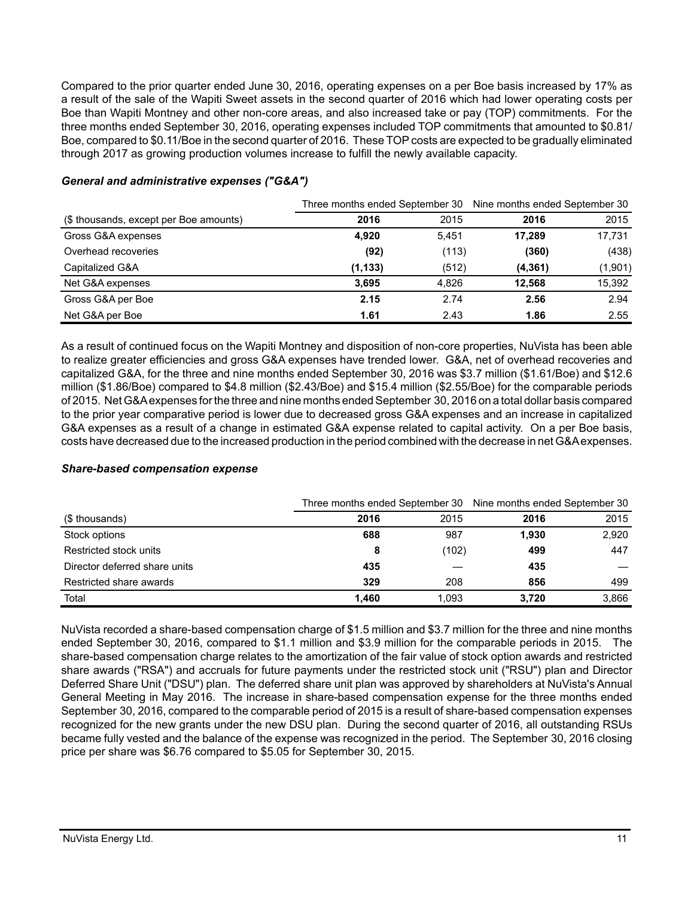Compared to the prior quarter ended June 30, 2016, operating expenses on a per Boe basis increased by 17% as a result of the sale of the Wapiti Sweet assets in the second quarter of 2016 which had lower operating costs per Boe than Wapiti Montney and other non-core areas, and also increased take or pay (TOP) commitments. For the three months ended September 30, 2016, operating expenses included TOP commitments that amounted to $0.81/Boe, compared to $0.11/Boe in the second quarter of 2016. These TOP costs are expected to be gradually eliminated through 2017 as growing production volumes increase to fulfill the newly available capacity.

### *General and administrative expenses ("G&A")*

| | Three months ended September 30 | | Nine months ended September 30 | |
|---|---|---|---|---|
| ($ thousands, except per Boe amounts) | **2016** | 2015 | **2016** | 2015 |
| Gross G&A expenses | **4,920** | 5,451 | **17,289** | 17,731 |
| Overhead recoveries | **(92)** | (113) | **(360)** | (438) |
| Capitalized G&A | **(1,133)** | (512) | **(4,361)** | (1,901) |
| Net G&A expenses | **3,695** | 4,826 | **12,568** | 15,392 |
| Gross G&A per Boe | **2.15** | 2.74 | **2.56** | 2.94 |
| Net G&A per Boe | **1.61** | 2.43 | **1.86** | 2.55 |

As a result of continued focus on the Wapiti Montney and disposition of non-core properties, NuVista has been able to realize greater efficiencies and gross G&A expenses have trended lower. G&A, net of overhead recoveries and capitalized G&A, for the three and nine months ended September 30, 2016 was $3.7 million ($1.61/Boe) and $12.6 million ($1.86/Boe) compared to $4.8 million ($2.43/Boe) and $15.4 million ($2.55/Boe) for the comparable periods of 2015. Net G&A expenses for the three and nine months ended September 30, 2016 on a total dollar basis compared to the prior year comparative period is lower due to decreased gross G&A expenses and an increase in capitalized G&A expenses as a result of a change in estimated G&A expense related to capital activity. On a per Boe basis, costs have decreased due to the increased production in the period combined with the decrease in net G&A expenses.

### *Share-based compensation expense*

| | Three months ended September 30 | | Nine months ended September 30 | |
|---|---|---|---|---|
| ($ thousands) | **2016** | 2015 | **2016** | 2015 |
| Stock options | **688** | 987 | **1,930** | 2,920 |
| Restricted stock units | **8** | (102) | **499** | 447 |
| Director deferred share units | **435** | — | **435** | — |
| Restricted share awards | **329** | 208 | **856** | 499 |
| Total | **1,460** | 1,093 | **3,720** | 3,866 |

NuVista recorded a share-based compensation charge of $1.5 million and $3.7 million for the three and nine months ended September 30, 2016, compared to $1.1 million and $3.9 million for the comparable periods in 2015. The share-based compensation charge relates to the amortization of the fair value of stock option awards and restricted share awards ("RSA") and accruals for future payments under the restricted stock unit ("RSU") plan and Director Deferred Share Unit ("DSU") plan. The deferred share unit plan was approved by shareholders at NuVista's Annual General Meeting in May 2016. The increase in share-based compensation expense for the three months ended September 30, 2016, compared to the comparable period of 2015 is a result of share-based compensation expenses recognized for the new grants under the new DSU plan. During the second quarter of 2016, all outstanding RSUs became fully vested and the balance of the expense was recognized in the period. The September 30, 2016 closing price per share was $6.76 compared to $5.05 for September 30, 2015.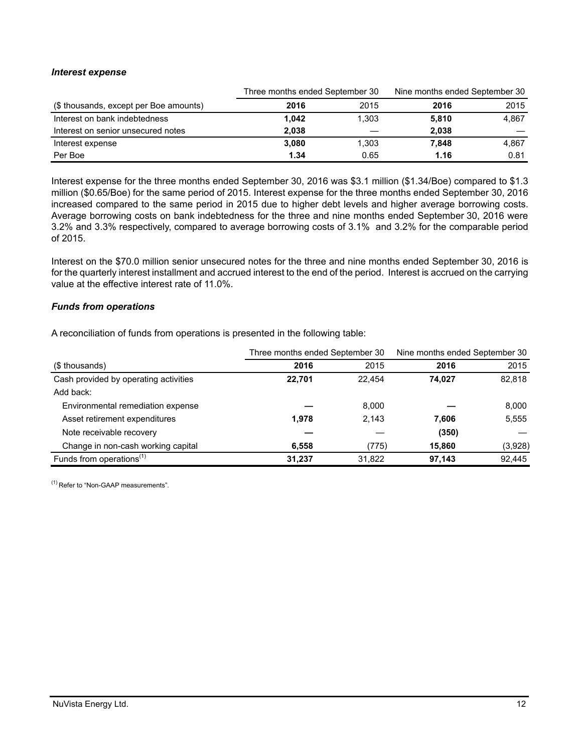### *Interest expense*

| | Three months ended September 30 | | Nine months ended September 30 | |
|---|---|---|---|---|
| ($ thousands, except per Boe amounts) | **2016** | 2015 | **2016** | 2015 |
| Interest on bank indebtedness | **1,042** | 1,303 | **5,810** | 4,867 |
| Interest on senior unsecured notes | **2,038** | — | **2,038** | — |
| Interest expense | **3,080** | 1,303 | **7,848** | 4,867 |
| Per Boe | **1.34** | 0.65 | **1.16** | 0.81 |

Interest expense for the three months ended September 30, 2016 was $3.1 million ($1.34/Boe) compared to $1.3 million ($0.65/Boe) for the same period of 2015. Interest expense for the three months ended September 30, 2016 increased compared to the same period in 2015 due to higher debt levels and higher average borrowing costs. Average borrowing costs on bank indebtedness for the three and nine months ended September 30, 2016 were 3.2% and 3.3% respectively, compared to average borrowing costs of 3.1% and 3.2% for the comparable period of 2015.

Interest on the $70.0 million senior unsecured notes for the three and nine months ended September 30, 2016 is for the quarterly interest installment and accrued interest to the end of the period. Interest is accrued on the carrying value at the effective interest rate of 11.0%.

### *Funds from operations*

A reconciliation of funds from operations is presented in the following table:

| | Three months ended September 30 | | Nine months ended September 30 | |
|---|---|---|---|---|
| ($ thousands) | **2016** | 2015 | **2016** | 2015 |
| Cash provided by operating activities | **22,701** | 22,454 | **74,027** | 82,818 |
| Add back: | | | | |
| Environmental remediation expense | **—** | 8,000 | **—** | 8,000 |
| Asset retirement expenditures | **1,978** | 2,143 | **7,606** | 5,555 |
| Note receivable recovery | **—** | — | **(350)** | — |
| Change in non-cash working capital | **6,558** | (775) | **15,860** | (3,928) |
| Funds from operations[(1)] | **31,237** | 31,822 | **97,143** | 92,445 |

[(1)] Refer to "Non-GAAP measurements".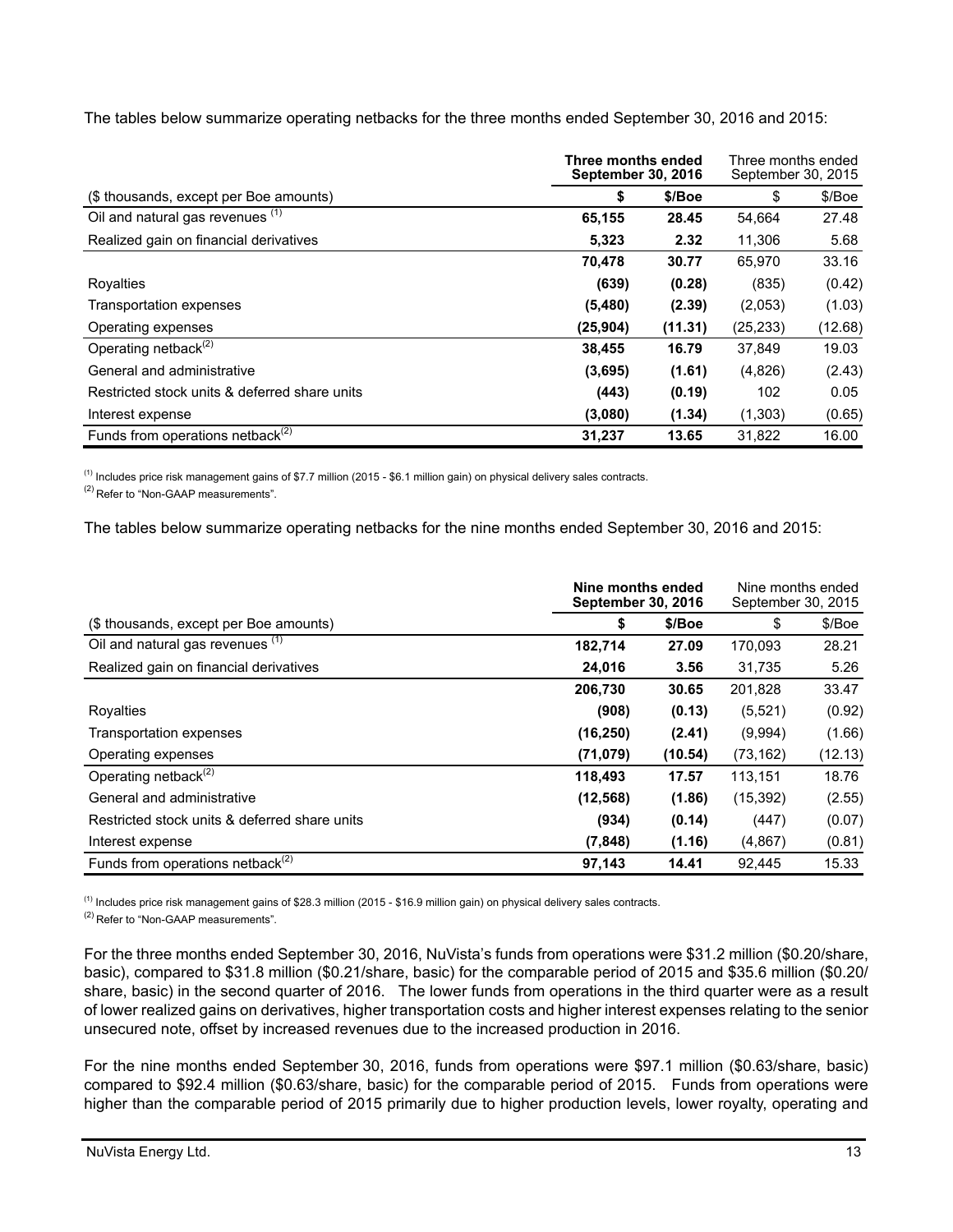The tables below summarize operating netbacks for the three months ended September 30, 2016 and 2015:

| | **Three months ended September 30, 2016** | | Three months ended September 30, 2015 | |
|---|---|---|---|---|
| ($ thousands, except per Boe amounts) | **$** | **$/Boe** | $ | $/Boe |
| Oil and natural gas revenues [(1)] | **65,155** | **28.45** | 54,664 | 27.48 |
| Realized gain on financial derivatives | **5,323** | **2.32** | 11,306 | 5.68 |
| | **70,478** | **30.77** | 65,970 | 33.16 |
| Royalties | **(639)** | **(0.28)** | (835) | (0.42) |
| Transportation expenses | **(5,480)** | **(2.39)** | (2,053) | (1.03) |
| Operating expenses | **(25,904)** | **(11.31)** | (25,233) | (12.68) |
| Operating netback[(2)] | **38,455** | **16.79** | 37,849 | 19.03 |
| General and administrative | **(3,695)** | **(1.61)** | (4,826) | (2.43) |
| Restricted stock units & deferred share units | **(443)** | **(0.19)** | 102 | 0.05 |
| Interest expense | **(3,080)** | **(1.34)** | (1,303) | (0.65) |
| Funds from operations netback[(2)] | **31,237** | **13.65** | 31,822 | 16.00 |

[(1)] Includes price risk management gains of $7.7 million (2015 - $6.1 million gain) on physical delivery sales contracts.

[(2)] Refer to "Non-GAAP measurements".

The tables below summarize operating netbacks for the nine months ended September 30, 2016 and 2015:

| | **Nine months ended September 30, 2016** | | Nine months ended September 30, 2015 | |
|---|---|---|---|---|
| ($ thousands, except per Boe amounts) | **$** | **$/Boe** | $ | $/Boe |
| Oil and natural gas revenues [(1)] | **182,714** | **27.09** | 170,093 | 28.21 |
| Realized gain on financial derivatives | **24,016** | **3.56** | 31,735 | 5.26 |
| | **206,730** | **30.65** | 201,828 | 33.47 |
| Royalties | **(908)** | **(0.13)** | (5,521) | (0.92) |
| Transportation expenses | **(16,250)** | **(2.41)** | (9,994) | (1.66) |
| Operating expenses | **(71,079)** | **(10.54)** | (73,162) | (12.13) |
| Operating netback[(2)] | **118,493** | **17.57** | 113,151 | 18.76 |
| General and administrative | **(12,568)** | **(1.86)** | (15,392) | (2.55) |
| Restricted stock units & deferred share units | **(934)** | **(0.14)** | (447) | (0.07) |
| Interest expense | **(7,848)** | **(1.16)** | (4,867) | (0.81) |
| Funds from operations netback[(2)] | **97,143** | **14.41** | 92,445 | 15.33 |

[(1)] Includes price risk management gains of $28.3 million (2015 - $16.9 million gain) on physical delivery sales contracts.

[(2)] Refer to "Non-GAAP measurements".

For the three months ended September 30, 2016, NuVista's funds from operations were $31.2 million ($0.20/share, basic), compared to $31.8 million ($0.21/share, basic) for the comparable period of 2015 and $35.6 million ($0.20/share, basic) in the second quarter of 2016. The lower funds from operations in the third quarter were as a result of lower realized gains on derivatives, higher transportation costs and higher interest expenses relating to the senior unsecured note, offset by increased revenues due to the increased production in 2016.

For the nine months ended September 30, 2016, funds from operations were $97.1 million ($0.63/share, basic) compared to $92.4 million ($0.63/share, basic) for the comparable period of 2015. Funds from operations were higher than the comparable period of 2015 primarily due to higher production levels, lower royalty, operating and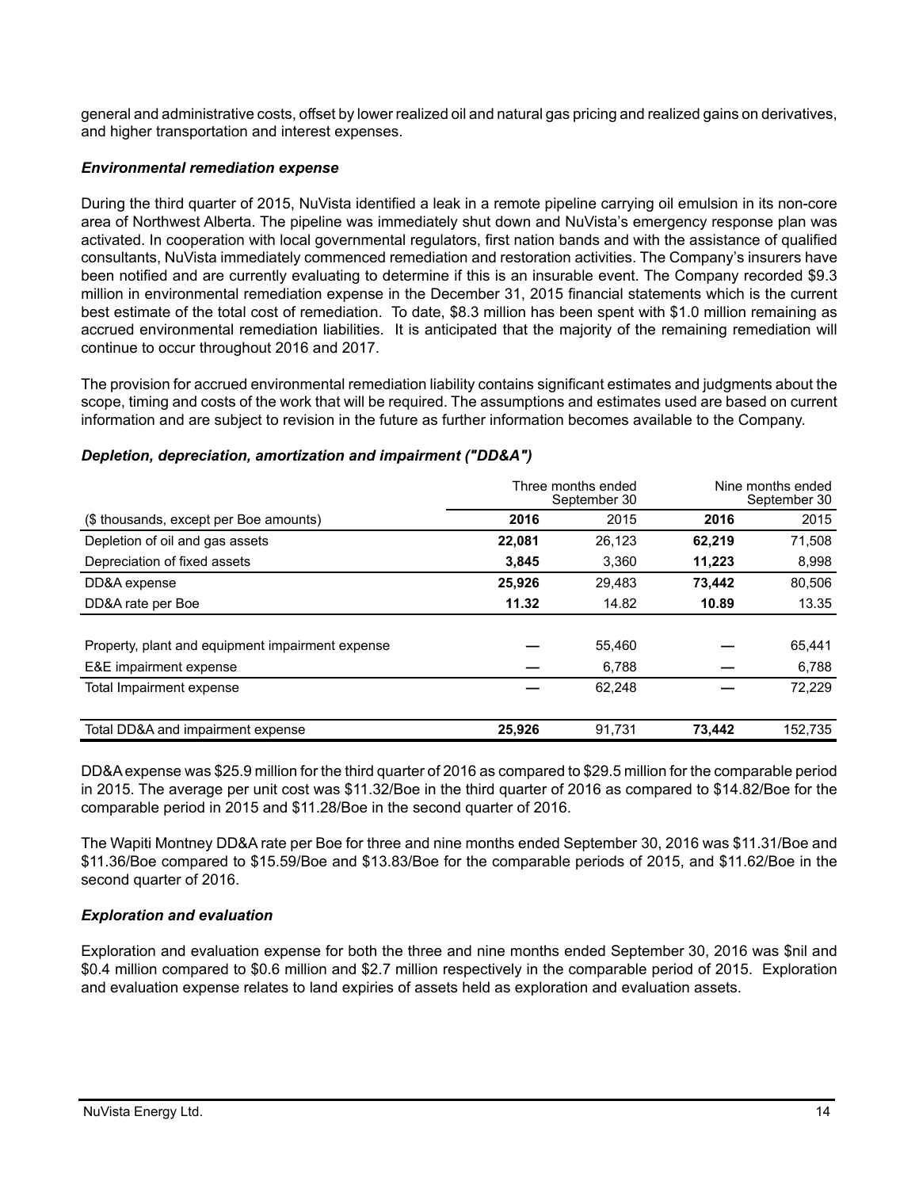general and administrative costs, offset by lower realized oil and natural gas pricing and realized gains on derivatives, and higher transportation and interest expenses.

### *Environmental remediation expense*

During the third quarter of 2015, NuVista identified a leak in a remote pipeline carrying oil emulsion in its non-core area of Northwest Alberta. The pipeline was immediately shut down and NuVista's emergency response plan was activated. In cooperation with local governmental regulators, first nation bands and with the assistance of qualified consultants, NuVista immediately commenced remediation and restoration activities. The Company's insurers have been notified and are currently evaluating to determine if this is an insurable event. The Company recorded $9.3 million in environmental remediation expense in the December 31, 2015 financial statements which is the current best estimate of the total cost of remediation. To date, $8.3 million has been spent with $1.0 million remaining as accrued environmental remediation liabilities. It is anticipated that the majority of the remaining remediation will continue to occur throughout 2016 and 2017.

The provision for accrued environmental remediation liability contains significant estimates and judgments about the scope, timing and costs of the work that will be required. The assumptions and estimates used are based on current information and are subject to revision in the future as further information becomes available to the Company.

### *Depletion, depreciation, amortization and impairment ("DD&A")*

| | Three months ended September 30 | | Nine months ended September 30 | |
|---|---|---|---|---|
| ($ thousands, except per Boe amounts) | **2016** | 2015 | **2016** | 2015 |
| Depletion of oil and gas assets | **22,081** | 26,123 | **62,219** | 71,508 |
| Depreciation of fixed assets | **3,845** | 3,360 | **11,223** | 8,998 |
| DD&A expense | **25,926** | 29,483 | **73,442** | 80,506 |
| DD&A rate per Boe | **11.32** | 14.82 | **10.89** | 13.35 |
| | | | | |
| Property, plant and equipment impairment expense | **—** | 55,460 | **—** | 65,441 |
| E&E impairment expense | **—** | 6,788 | **—** | 6,788 |
| Total Impairment expense | **—** | 62,248 | **—** | 72,229 |
| | | | | |
| Total DD&A and impairment expense | **25,926** | 91,731 | **73,442** | 152,735 |

DD&A expense was $25.9 million for the third quarter of 2016 as compared to $29.5 million for the comparable period in 2015. The average per unit cost was $11.32/Boe in the third quarter of 2016 as compared to $14.82/Boe for the comparable period in 2015 and $11.28/Boe in the second quarter of 2016.

The Wapiti Montney DD&A rate per Boe for three and nine months ended September 30, 2016 was $11.31/Boe and $11.36/Boe compared to $15.59/Boe and $13.83/Boe for the comparable periods of 2015, and $11.62/Boe in the second quarter of 2016.

### *Exploration and evaluation*

Exploration and evaluation expense for both the three and nine months ended September 30, 2016 was $nil and $0.4 million compared to $0.6 million and $2.7 million respectively in the comparable period of 2015. Exploration and evaluation expense relates to land expiries of assets held as exploration and evaluation assets.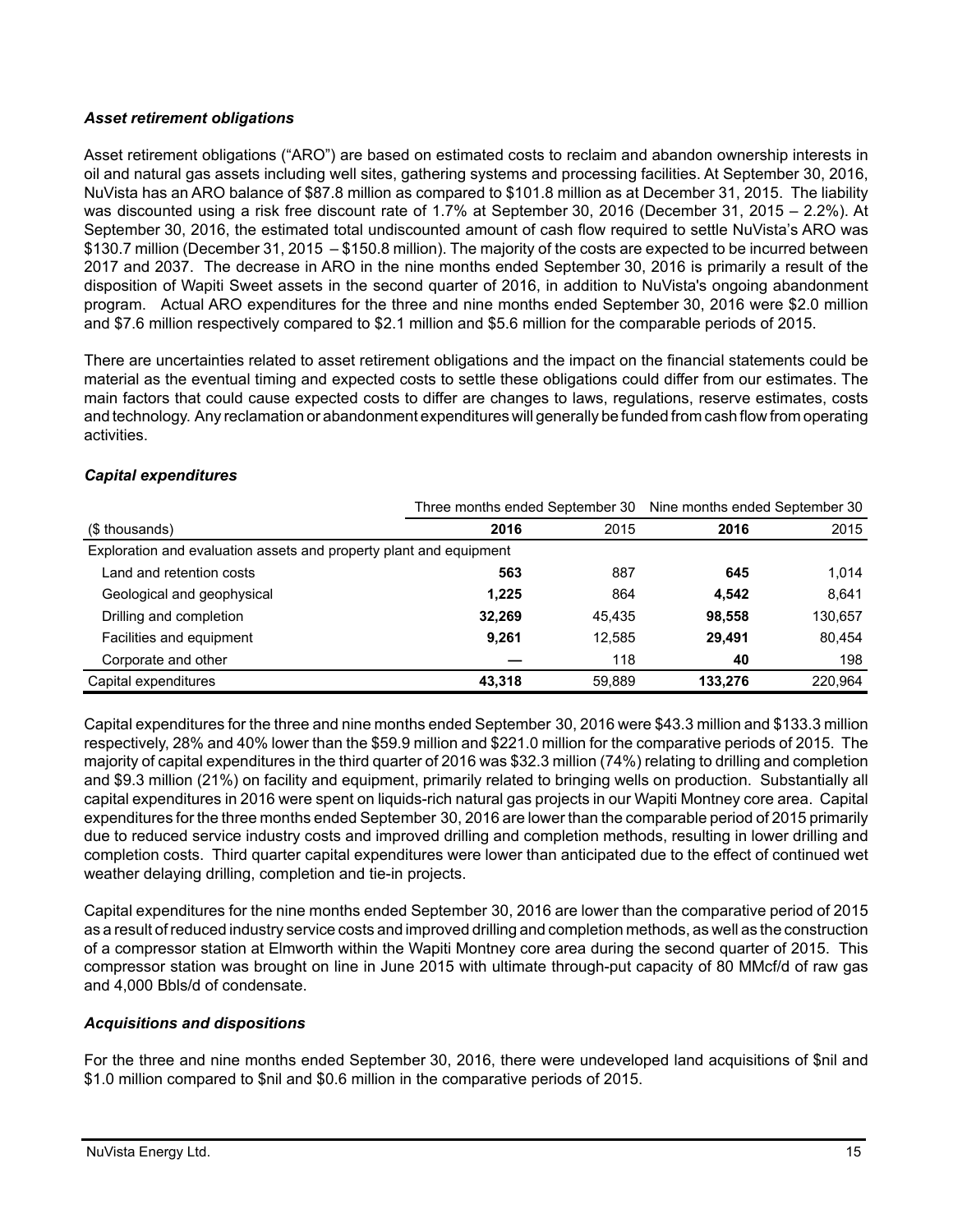### *Asset retirement obligations*

Asset retirement obligations ("ARO") are based on estimated costs to reclaim and abandon ownership interests in oil and natural gas assets including well sites, gathering systems and processing facilities. At September 30, 2016, NuVista has an ARO balance of $87.8 million as compared to $101.8 million as at December 31, 2015. The liability was discounted using a risk free discount rate of 1.7% at September 30, 2016 (December 31, 2015 – 2.2%). At September 30, 2016, the estimated total undiscounted amount of cash flow required to settle NuVista's ARO was $130.7 million (December 31, 2015 – $150.8 million). The majority of the costs are expected to be incurred between 2017 and 2037. The decrease in ARO in the nine months ended September 30, 2016 is primarily a result of the disposition of Wapiti Sweet assets in the second quarter of 2016, in addition to NuVista's ongoing abandonment program. Actual ARO expenditures for the three and nine months ended September 30, 2016 were $2.0 million and $7.6 million respectively compared to $2.1 million and $5.6 million for the comparable periods of 2015.

There are uncertainties related to asset retirement obligations and the impact on the financial statements could be material as the eventual timing and expected costs to settle these obligations could differ from our estimates. The main factors that could cause expected costs to differ are changes to laws, regulations, reserve estimates, costs and technology. Any reclamation or abandonment expenditures will generally be funded from cash flow from operating activities.

### *Capital expenditures*

| | Three months ended September 30 | | Nine months ended September 30 | |
|---|---|---|---|---|
| ($ thousands) | **2016** | 2015 | **2016** | 2015 |
| Exploration and evaluation assets and property plant and equipment | | | | |
| Land and retention costs | **563** | 887 | **645** | 1,014 |
| Geological and geophysical | **1,225** | 864 | **4,542** | 8,641 |
| Drilling and completion | **32,269** | 45,435 | **98,558** | 130,657 |
| Facilities and equipment | **9,261** | 12,585 | **29,491** | 80,454 |
| Corporate and other | **—** | 118 | **40** | 198 |
| Capital expenditures | **43,318** | 59,889 | **133,276** | 220,964 |

Capital expenditures for the three and nine months ended September 30, 2016 were $43.3 million and $133.3 million respectively, 28% and 40% lower than the $59.9 million and $221.0 million for the comparative periods of 2015. The majority of capital expenditures in the third quarter of 2016 was $32.3 million (74%) relating to drilling and completion and $9.3 million (21%) on facility and equipment, primarily related to bringing wells on production. Substantially all capital expenditures in 2016 were spent on liquids-rich natural gas projects in our Wapiti Montney core area. Capital expenditures for the three months ended September 30, 2016 are lower than the comparable period of 2015 primarily due to reduced service industry costs and improved drilling and completion methods, resulting in lower drilling and completion costs. Third quarter capital expenditures were lower than anticipated due to the effect of continued wet weather delaying drilling, completion and tie-in projects.

Capital expenditures for the nine months ended September 30, 2016 are lower than the comparative period of 2015 as a result of reduced industry service costs and improved drilling and completion methods, as well as the construction of a compressor station at Elmworth within the Wapiti Montney core area during the second quarter of 2015. This compressor station was brought on line in June 2015 with ultimate through-put capacity of 80 MMcf/d of raw gas and 4,000 Bbls/d of condensate.

### *Acquisitions and dispositions*

For the three and nine months ended September 30, 2016, there were undeveloped land acquisitions of $nil and $1.0 million compared to $nil and $0.6 million in the comparative periods of 2015.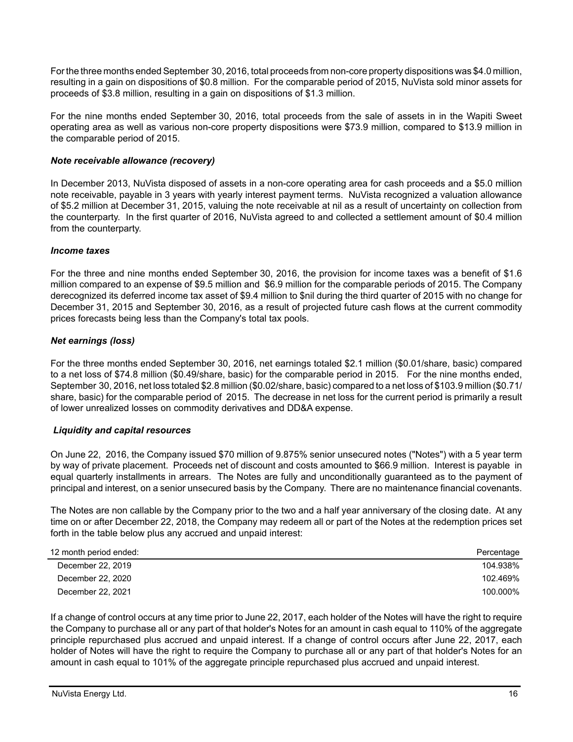For the three months ended September 30, 2016, total proceeds from non-core property dispositions was $4.0 million, resulting in a gain on dispositions of $0.8 million. For the comparable period of 2015, NuVista sold minor assets for proceeds of $3.8 million, resulting in a gain on dispositions of $1.3 million.

For the nine months ended September 30, 2016, total proceeds from the sale of assets in in the Wapiti Sweet operating area as well as various non-core property dispositions were $73.9 million, compared to $13.9 million in the comparable period of 2015.

***Note receivable allowance (recovery)***

In December 2013, NuVista disposed of assets in a non-core operating area for cash proceeds and a $5.0 million note receivable, payable in 3 years with yearly interest payment terms. NuVista recognized a valuation allowance of $5.2 million at December 31, 2015, valuing the note receivable at nil as a result of uncertainty on collection from the counterparty. In the first quarter of 2016, NuVista agreed to and collected a settlement amount of $0.4 million from the counterparty.

***Income taxes***

For the three and nine months ended September 30, 2016, the provision for income taxes was a benefit of $1.6 million compared to an expense of $9.5 million and $6.9 million for the comparable periods of 2015. The Company derecognized its deferred income tax asset of $9.4 million to $nil during the third quarter of 2015 with no change for December 31, 2015 and September 30, 2016, as a result of projected future cash flows at the current commodity prices forecasts being less than the Company's total tax pools.

***Net earnings (loss)***

For the three months ended September 30, 2016, net earnings totaled $2.1 million ($0.01/share, basic) compared to a net loss of $74.8 million ($0.49/share, basic) for the comparable period in 2015. For the nine months ended, September 30, 2016, net loss totaled $2.8 million ($0.02/share, basic) compared to a net loss of $103.9 million ($0.71/share, basic) for the comparable period of 2015. The decrease in net loss for the current period is primarily a result of lower unrealized losses on commodity derivatives and DD&A expense.

***Liquidity and capital resources***

On June 22, 2016, the Company issued $70 million of 9.875% senior unsecured notes ("Notes") with a 5 year term by way of private placement. Proceeds net of discount and costs amounted to $66.9 million. Interest is payable in equal quarterly installments in arrears. The Notes are fully and unconditionally guaranteed as to the payment of principal and interest, on a senior unsecured basis by the Company. There are no maintenance financial covenants.

The Notes are non callable by the Company prior to the two and a half year anniversary of the closing date. At any time on or after December 22, 2018, the Company may redeem all or part of the Notes at the redemption prices set forth in the table below plus any accrued and unpaid interest:

| 12 month period ended: | Percentage |
|---|---|
| December 22, 2019 | 104.938% |
| December 22, 2020 | 102.469% |
| December 22, 2021 | 100.000% |

If a change of control occurs at any time prior to June 22, 2017, each holder of the Notes will have the right to require the Company to purchase all or any part of that holder's Notes for an amount in cash equal to 110% of the aggregate principle repurchased plus accrued and unpaid interest. If a change of control occurs after June 22, 2017, each holder of Notes will have the right to require the Company to purchase all or any part of that holder's Notes for an amount in cash equal to 101% of the aggregate principle repurchased plus accrued and unpaid interest.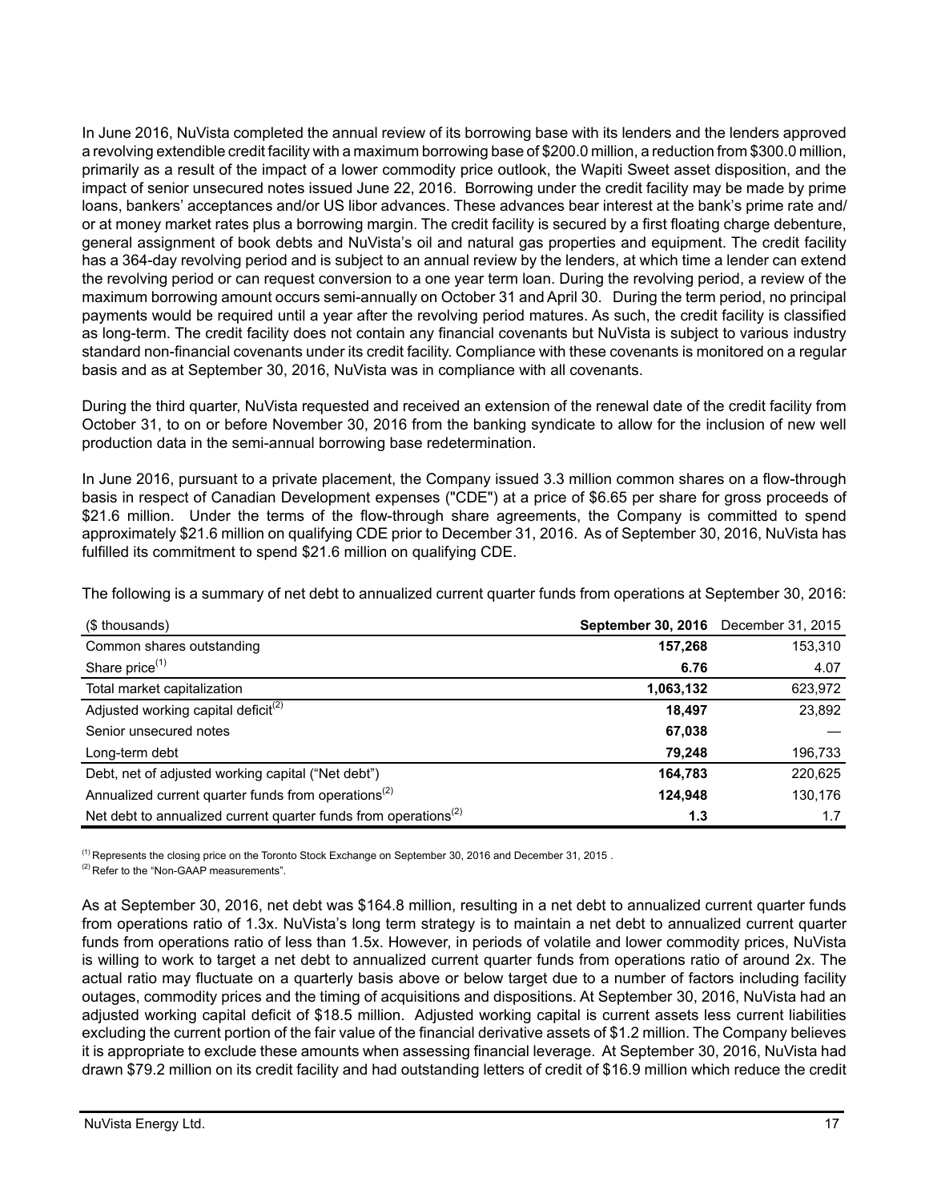In June 2016, NuVista completed the annual review of its borrowing base with its lenders and the lenders approved a revolving extendible credit facility with a maximum borrowing base of $200.0 million, a reduction from $300.0 million, primarily as a result of the impact of a lower commodity price outlook, the Wapiti Sweet asset disposition, and the impact of senior unsecured notes issued June 22, 2016. Borrowing under the credit facility may be made by prime loans, bankers' acceptances and/or US libor advances. These advances bear interest at the bank's prime rate and/or at money market rates plus a borrowing margin. The credit facility is secured by a first floating charge debenture, general assignment of book debts and NuVista's oil and natural gas properties and equipment. The credit facility has a 364-day revolving period and is subject to an annual review by the lenders, at which time a lender can extend the revolving period or can request conversion to a one year term loan. During the revolving period, a review of the maximum borrowing amount occurs semi-annually on October 31 and April 30. During the term period, no principal payments would be required until a year after the revolving period matures. As such, the credit facility is classified as long-term. The credit facility does not contain any financial covenants but NuVista is subject to various industry standard non-financial covenants under its credit facility. Compliance with these covenants is monitored on a regular basis and as at September 30, 2016, NuVista was in compliance with all covenants.

During the third quarter, NuVista requested and received an extension of the renewal date of the credit facility from October 31, to on or before November 30, 2016 from the banking syndicate to allow for the inclusion of new well production data in the semi-annual borrowing base redetermination.

In June 2016, pursuant to a private placement, the Company issued 3.3 million common shares on a flow-through basis in respect of Canadian Development expenses ("CDE") at a price of $6.65 per share for gross proceeds of $21.6 million. Under the terms of the flow-through share agreements, the Company is committed to spend approximately $21.6 million on qualifying CDE prior to December 31, 2016. As of September 30, 2016, NuVista has fulfilled its commitment to spend $21.6 million on qualifying CDE.

The following is a summary of net debt to annualized current quarter funds from operations at September 30, 2016:

| ($ thousands) | **September 30, 2016** | December 31, 2015 |
|---|---|---|
| Common shares outstanding | **157,268** | 153,310 |
| Share price[(1)] | **6.76** | 4.07 |
| Total market capitalization | **1,063,132** | 623,972 |
| Adjusted working capital deficit[(2)] | **18,497** | 23,892 |
| Senior unsecured notes | **67,038** | — |
| Long-term debt | **79,248** | 196,733 |
| Debt, net of adjusted working capital ("Net debt") | **164,783** | 220,625 |
| Annualized current quarter funds from operations[(2)] | **124,948** | 130,176 |
| Net debt to annualized current quarter funds from operations[(2)] | **1.3** | 1.7 |

(1) Represents the closing price on the Toronto Stock Exchange on September 30, 2016 and December 31, 2015 .
(2) Refer to the "Non-GAAP measurements".

As at September 30, 2016, net debt was $164.8 million, resulting in a net debt to annualized current quarter funds from operations ratio of 1.3x. NuVista's long term strategy is to maintain a net debt to annualized current quarter funds from operations ratio of less than 1.5x. However, in periods of volatile and lower commodity prices, NuVista is willing to work to target a net debt to annualized current quarter funds from operations ratio of around 2x. The actual ratio may fluctuate on a quarterly basis above or below target due to a number of factors including facility outages, commodity prices and the timing of acquisitions and dispositions. At September 30, 2016, NuVista had an adjusted working capital deficit of $18.5 million. Adjusted working capital is current assets less current liabilities excluding the current portion of the fair value of the financial derivative assets of $1.2 million. The Company believes it is appropriate to exclude these amounts when assessing financial leverage. At September 30, 2016, NuVista had drawn $79.2 million on its credit facility and had outstanding letters of credit of $16.9 million which reduce the credit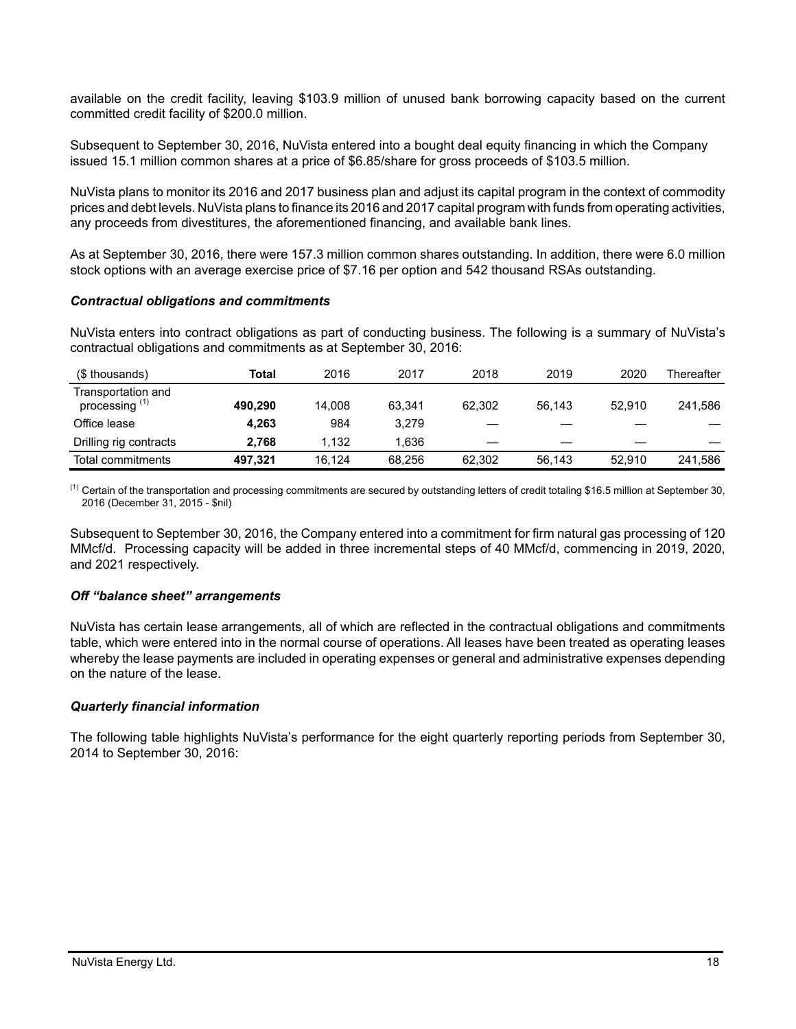available on the credit facility, leaving $103.9 million of unused bank borrowing capacity based on the current committed credit facility of $200.0 million.

Subsequent to September 30, 2016, NuVista entered into a bought deal equity financing in which the Company issued 15.1 million common shares at a price of $6.85/share for gross proceeds of $103.5 million.

NuVista plans to monitor its 2016 and 2017 business plan and adjust its capital program in the context of commodity prices and debt levels. NuVista plans to finance its 2016 and 2017 capital program with funds from operating activities, any proceeds from divestitures, the aforementioned financing, and available bank lines.

As at September 30, 2016, there were 157.3 million common shares outstanding. In addition, there were 6.0 million stock options with an average exercise price of $7.16 per option and 542 thousand RSAs outstanding.

### *Contractual obligations and commitments*

NuVista enters into contract obligations as part of conducting business. The following is a summary of NuVista's contractual obligations and commitments as at September 30, 2016:

| ($ thousands) | Total | 2016 | 2017 | 2018 | 2019 | 2020 | Thereafter |
|---|---|---|---|---|---|---|---|
| Transportation and processing [1] | **490,290** | 14,008 | 63,341 | 62,302 | 56,143 | 52,910 | 241,586 |
| Office lease | **4,263** | 984 | 3,279 | — | — | — | — |
| Drilling rig contracts | **2,768** | 1,132 | 1,636 | — | — | — | — |
| Total commitments | **497,321** | 16,124 | 68,256 | 62,302 | 56,143 | 52,910 | 241,586 |

[1] Certain of the transportation and processing commitments are secured by outstanding letters of credit totaling $16.5 million at September 30, 2016 (December 31, 2015 - $nil)

Subsequent to September 30, 2016, the Company entered into a commitment for firm natural gas processing of 120 MMcf/d. Processing capacity will be added in three incremental steps of 40 MMcf/d, commencing in 2019, 2020, and 2021 respectively.

### *Off "balance sheet" arrangements*

NuVista has certain lease arrangements, all of which are reflected in the contractual obligations and commitments table, which were entered into in the normal course of operations. All leases have been treated as operating leases whereby the lease payments are included in operating expenses or general and administrative expenses depending on the nature of the lease.

### *Quarterly financial information*

The following table highlights NuVista's performance for the eight quarterly reporting periods from September 30, 2014 to September 30, 2016: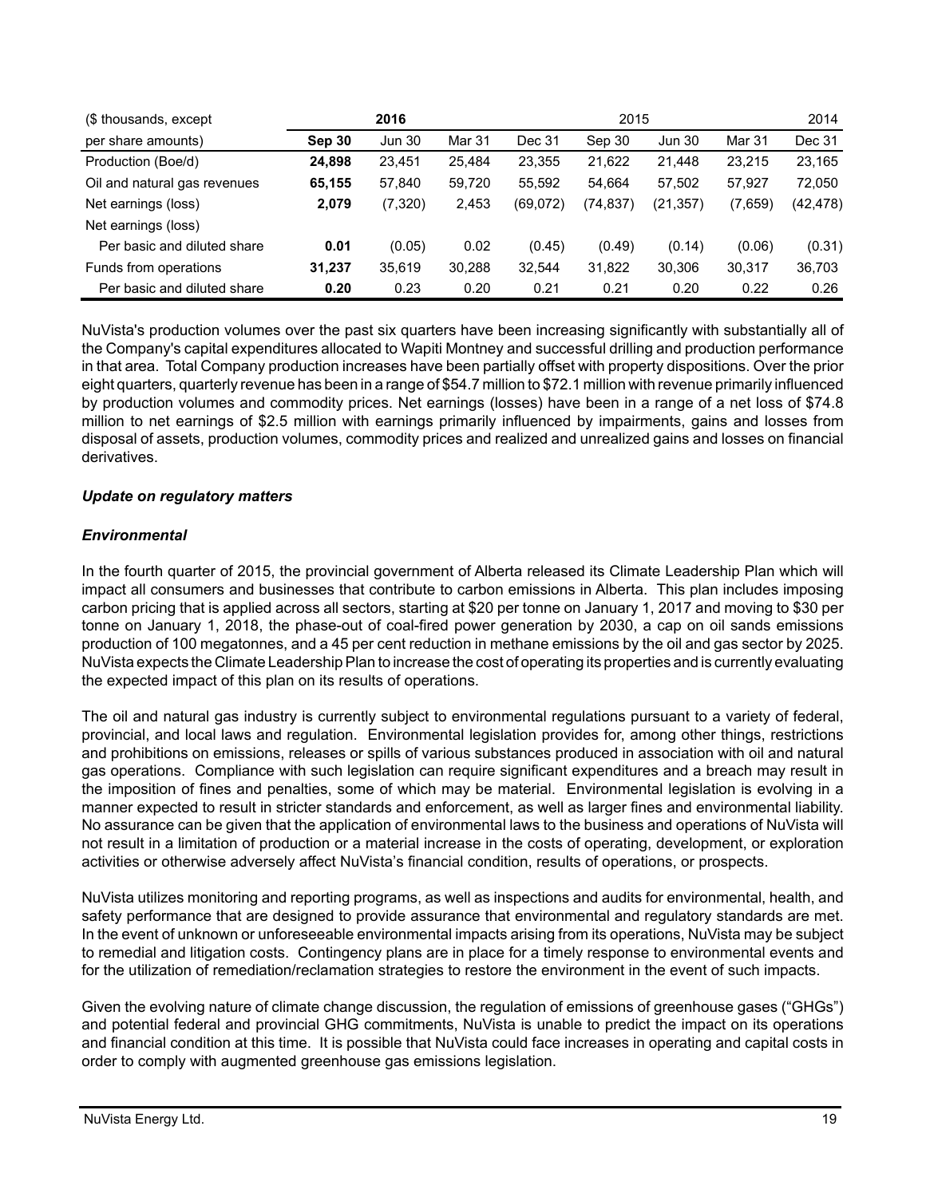| ($ thousands, except | 2016 | | | 2015 | | | | 2014 |
|---|---|---|---|---|---|---|---|---|
| per share amounts) | **Sep 30** | Jun 30 | Mar 31 | Dec 31 | Sep 30 | Jun 30 | Mar 31 | Dec 31 |
| Production (Boe/d) | **24,898** | 23,451 | 25,484 | 23,355 | 21,622 | 21,448 | 23,215 | 23,165 |
| Oil and natural gas revenues | **65,155** | 57,840 | 59,720 | 55,592 | 54,664 | 57,502 | 57,927 | 72,050 |
| Net earnings (loss) | **2,079** | (7,320) | 2,453 | (69,072) | (74,837) | (21,357) | (7,659) | (42,478) |
| Net earnings (loss) | | | | | | | | |
| Per basic and diluted share | **0.01** | (0.05) | 0.02 | (0.45) | (0.49) | (0.14) | (0.06) | (0.31) |
| Funds from operations | **31,237** | 35,619 | 30,288 | 32,544 | 31,822 | 30,306 | 30,317 | 36,703 |
| Per basic and diluted share | **0.20** | 0.23 | 0.20 | 0.21 | 0.21 | 0.20 | 0.22 | 0.26 |

NuVista's production volumes over the past six quarters have been increasing significantly with substantially all of the Company's capital expenditures allocated to Wapiti Montney and successful drilling and production performance in that area. Total Company production increases have been partially offset with property dispositions. Over the prior eight quarters, quarterly revenue has been in a range of $54.7 million to $72.1 million with revenue primarily influenced by production volumes and commodity prices. Net earnings (losses) have been in a range of a net loss of $74.8 million to net earnings of $2.5 million with earnings primarily influenced by impairments, gains and losses from disposal of assets, production volumes, commodity prices and realized and unrealized gains and losses on financial derivatives.

### *Update on regulatory matters*

### *Environmental*

In the fourth quarter of 2015, the provincial government of Alberta released its Climate Leadership Plan which will impact all consumers and businesses that contribute to carbon emissions in Alberta. This plan includes imposing carbon pricing that is applied across all sectors, starting at $20 per tonne on January 1, 2017 and moving to $30 per tonne on January 1, 2018, the phase-out of coal-fired power generation by 2030, a cap on oil sands emissions production of 100 megatonnes, and a 45 per cent reduction in methane emissions by the oil and gas sector by 2025. NuVista expects the Climate Leadership Plan to increase the cost of operating its properties and is currently evaluating the expected impact of this plan on its results of operations.

The oil and natural gas industry is currently subject to environmental regulations pursuant to a variety of federal, provincial, and local laws and regulation. Environmental legislation provides for, among other things, restrictions and prohibitions on emissions, releases or spills of various substances produced in association with oil and natural gas operations. Compliance with such legislation can require significant expenditures and a breach may result in the imposition of fines and penalties, some of which may be material. Environmental legislation is evolving in a manner expected to result in stricter standards and enforcement, as well as larger fines and environmental liability. No assurance can be given that the application of environmental laws to the business and operations of NuVista will not result in a limitation of production or a material increase in the costs of operating, development, or exploration activities or otherwise adversely affect NuVista's financial condition, results of operations, or prospects.

NuVista utilizes monitoring and reporting programs, as well as inspections and audits for environmental, health, and safety performance that are designed to provide assurance that environmental and regulatory standards are met. In the event of unknown or unforeseeable environmental impacts arising from its operations, NuVista may be subject to remedial and litigation costs. Contingency plans are in place for a timely response to environmental events and for the utilization of remediation/reclamation strategies to restore the environment in the event of such impacts.

Given the evolving nature of climate change discussion, the regulation of emissions of greenhouse gases ("GHGs") and potential federal and provincial GHG commitments, NuVista is unable to predict the impact on its operations and financial condition at this time. It is possible that NuVista could face increases in operating and capital costs in order to comply with augmented greenhouse gas emissions legislation.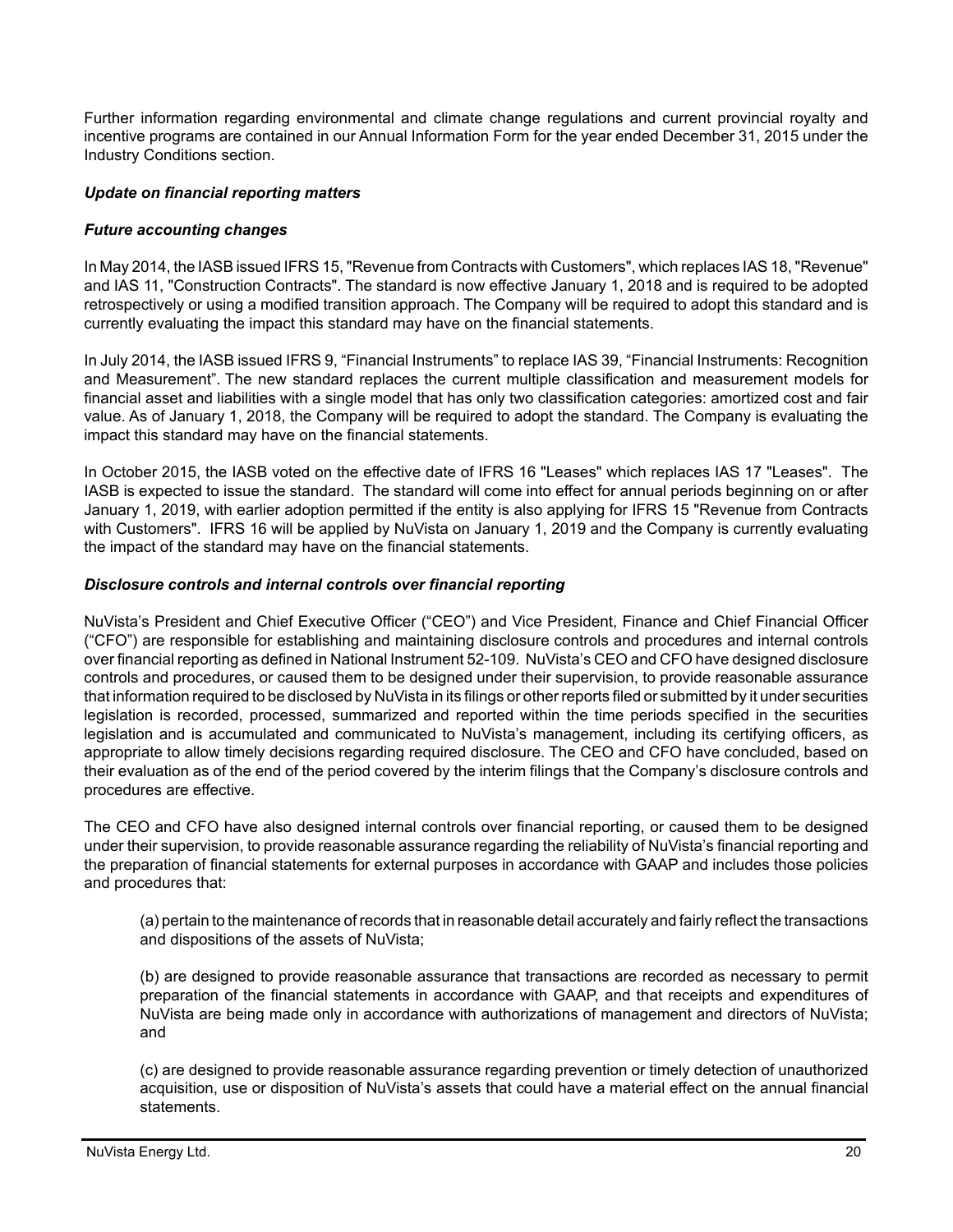Further information regarding environmental and climate change regulations and current provincial royalty and incentive programs are contained in our Annual Information Form for the year ended December 31, 2015 under the Industry Conditions section.

***Update on financial reporting matters***

***Future accounting changes***

In May 2014, the IASB issued IFRS 15, "Revenue from Contracts with Customers", which replaces IAS 18, "Revenue" and IAS 11, "Construction Contracts". The standard is now effective January 1, 2018 and is required to be adopted retrospectively or using a modified transition approach. The Company will be required to adopt this standard and is currently evaluating the impact this standard may have on the financial statements.

In July 2014, the IASB issued IFRS 9, "Financial Instruments" to replace IAS 39, "Financial Instruments: Recognition and Measurement". The new standard replaces the current multiple classification and measurement models for financial asset and liabilities with a single model that has only two classification categories: amortized cost and fair value. As of January 1, 2018, the Company will be required to adopt the standard. The Company is evaluating the impact this standard may have on the financial statements.

In October 2015, the IASB voted on the effective date of IFRS 16 "Leases" which replaces IAS 17 "Leases". The IASB is expected to issue the standard. The standard will come into effect for annual periods beginning on or after January 1, 2019, with earlier adoption permitted if the entity is also applying for IFRS 15 "Revenue from Contracts with Customers". IFRS 16 will be applied by NuVista on January 1, 2019 and the Company is currently evaluating the impact of the standard may have on the financial statements.

***Disclosure controls and internal controls over financial reporting***

NuVista's President and Chief Executive Officer ("CEO") and Vice President, Finance and Chief Financial Officer ("CFO") are responsible for establishing and maintaining disclosure controls and procedures and internal controls over financial reporting as defined in National Instrument 52-109. NuVista's CEO and CFO have designed disclosure controls and procedures, or caused them to be designed under their supervision, to provide reasonable assurance that information required to be disclosed by NuVista in its filings or other reports filed or submitted by it under securities legislation is recorded, processed, summarized and reported within the time periods specified in the securities legislation and is accumulated and communicated to NuVista's management, including its certifying officers, as appropriate to allow timely decisions regarding required disclosure. The CEO and CFO have concluded, based on their evaluation as of the end of the period covered by the interim filings that the Company's disclosure controls and procedures are effective.

The CEO and CFO have also designed internal controls over financial reporting, or caused them to be designed under their supervision, to provide reasonable assurance regarding the reliability of NuVista's financial reporting and the preparation of financial statements for external purposes in accordance with GAAP and includes those policies and procedures that:

(a) pertain to the maintenance of records that in reasonable detail accurately and fairly reflect the transactions and dispositions of the assets of NuVista;

(b) are designed to provide reasonable assurance that transactions are recorded as necessary to permit preparation of the financial statements in accordance with GAAP, and that receipts and expenditures of NuVista are being made only in accordance with authorizations of management and directors of NuVista; and

(c) are designed to provide reasonable assurance regarding prevention or timely detection of unauthorized acquisition, use or disposition of NuVista's assets that could have a material effect on the annual financial statements.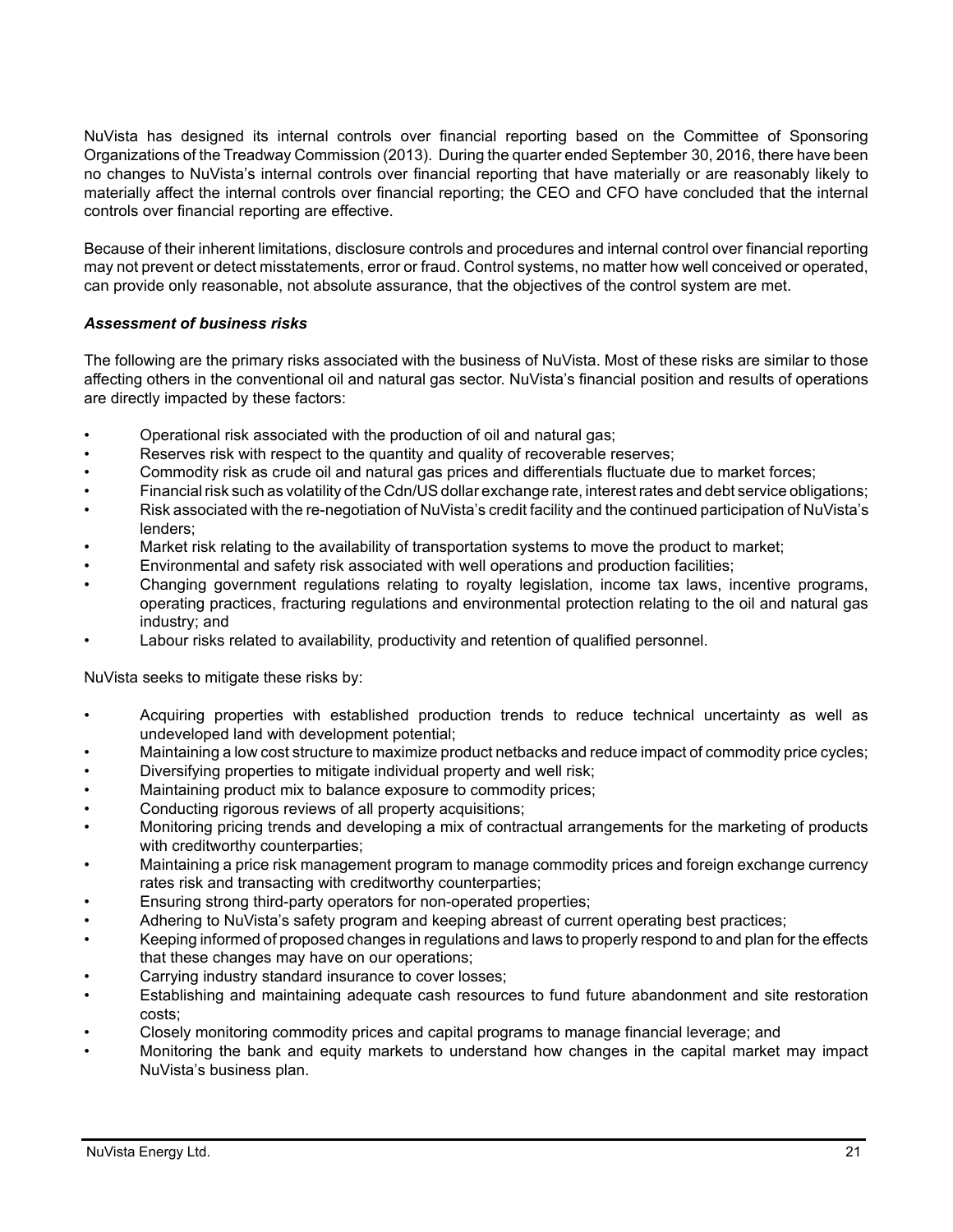NuVista has designed its internal controls over financial reporting based on the Committee of Sponsoring Organizations of the Treadway Commission (2013). During the quarter ended September 30, 2016, there have been no changes to NuVista's internal controls over financial reporting that have materially or are reasonably likely to materially affect the internal controls over financial reporting; the CEO and CFO have concluded that the internal controls over financial reporting are effective.

Because of their inherent limitations, disclosure controls and procedures and internal control over financial reporting may not prevent or detect misstatements, error or fraud. Control systems, no matter how well conceived or operated, can provide only reasonable, not absolute assurance, that the objectives of the control system are met.

### *Assessment of business risks*

The following are the primary risks associated with the business of NuVista. Most of these risks are similar to those affecting others in the conventional oil and natural gas sector. NuVista's financial position and results of operations are directly impacted by these factors:

- Operational risk associated with the production of oil and natural gas;
- Reserves risk with respect to the quantity and quality of recoverable reserves;
- Commodity risk as crude oil and natural gas prices and differentials fluctuate due to market forces;
- Financial risk such as volatility of the Cdn/US dollar exchange rate, interest rates and debt service obligations;
- Risk associated with the re-negotiation of NuVista's credit facility and the continued participation of NuVista's lenders;
- Market risk relating to the availability of transportation systems to move the product to market;
- Environmental and safety risk associated with well operations and production facilities;
- Changing government regulations relating to royalty legislation, income tax laws, incentive programs, operating practices, fracturing regulations and environmental protection relating to the oil and natural gas industry; and
- Labour risks related to availability, productivity and retention of qualified personnel.

NuVista seeks to mitigate these risks by:

- Acquiring properties with established production trends to reduce technical uncertainty as well as undeveloped land with development potential;
- Maintaining a low cost structure to maximize product netbacks and reduce impact of commodity price cycles;
- Diversifying properties to mitigate individual property and well risk;
- Maintaining product mix to balance exposure to commodity prices;
- Conducting rigorous reviews of all property acquisitions;
- Monitoring pricing trends and developing a mix of contractual arrangements for the marketing of products with creditworthy counterparties;
- Maintaining a price risk management program to manage commodity prices and foreign exchange currency rates risk and transacting with creditworthy counterparties;
- Ensuring strong third-party operators for non-operated properties;
- Adhering to NuVista's safety program and keeping abreast of current operating best practices;
- Keeping informed of proposed changes in regulations and laws to properly respond to and plan for the effects that these changes may have on our operations;
- Carrying industry standard insurance to cover losses;
- Establishing and maintaining adequate cash resources to fund future abandonment and site restoration costs;
- Closely monitoring commodity prices and capital programs to manage financial leverage; and
- Monitoring the bank and equity markets to understand how changes in the capital market may impact NuVista's business plan.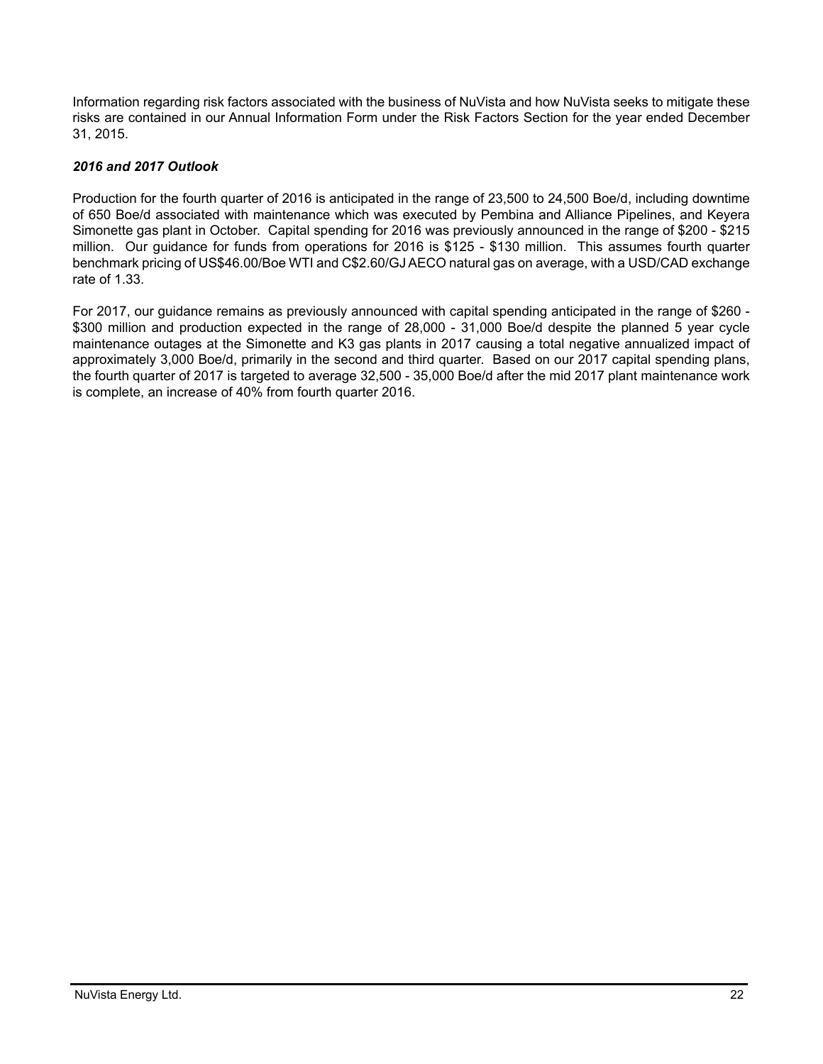Information regarding risk factors associated with the business of NuVista and how NuVista seeks to mitigate these risks are contained in our Annual Information Form under the Risk Factors Section for the year ended December 31, 2015.

***2016 and 2017 Outlook***

Production for the fourth quarter of 2016 is anticipated in the range of 23,500 to 24,500 Boe/d, including downtime of 650 Boe/d associated with maintenance which was executed by Pembina and Alliance Pipelines, and Keyera Simonette gas plant in October. Capital spending for 2016 was previously announced in the range of $200 - $215 million. Our guidance for funds from operations for 2016 is $125 - $130 million. This assumes fourth quarter benchmark pricing of US$46.00/Boe WTI and C$2.60/GJ AECO natural gas on average, with a USD/CAD exchange rate of 1.33.

For 2017, our guidance remains as previously announced with capital spending anticipated in the range of $260 - $300 million and production expected in the range of 28,000 - 31,000 Boe/d despite the planned 5 year cycle maintenance outages at the Simonette and K3 gas plants in 2017 causing a total negative annualized impact of approximately 3,000 Boe/d, primarily in the second and third quarter. Based on our 2017 capital spending plans, the fourth quarter of 2017 is targeted to average 32,500 - 35,000 Boe/d after the mid 2017 plant maintenance work is complete, an increase of 40% from fourth quarter 2016.